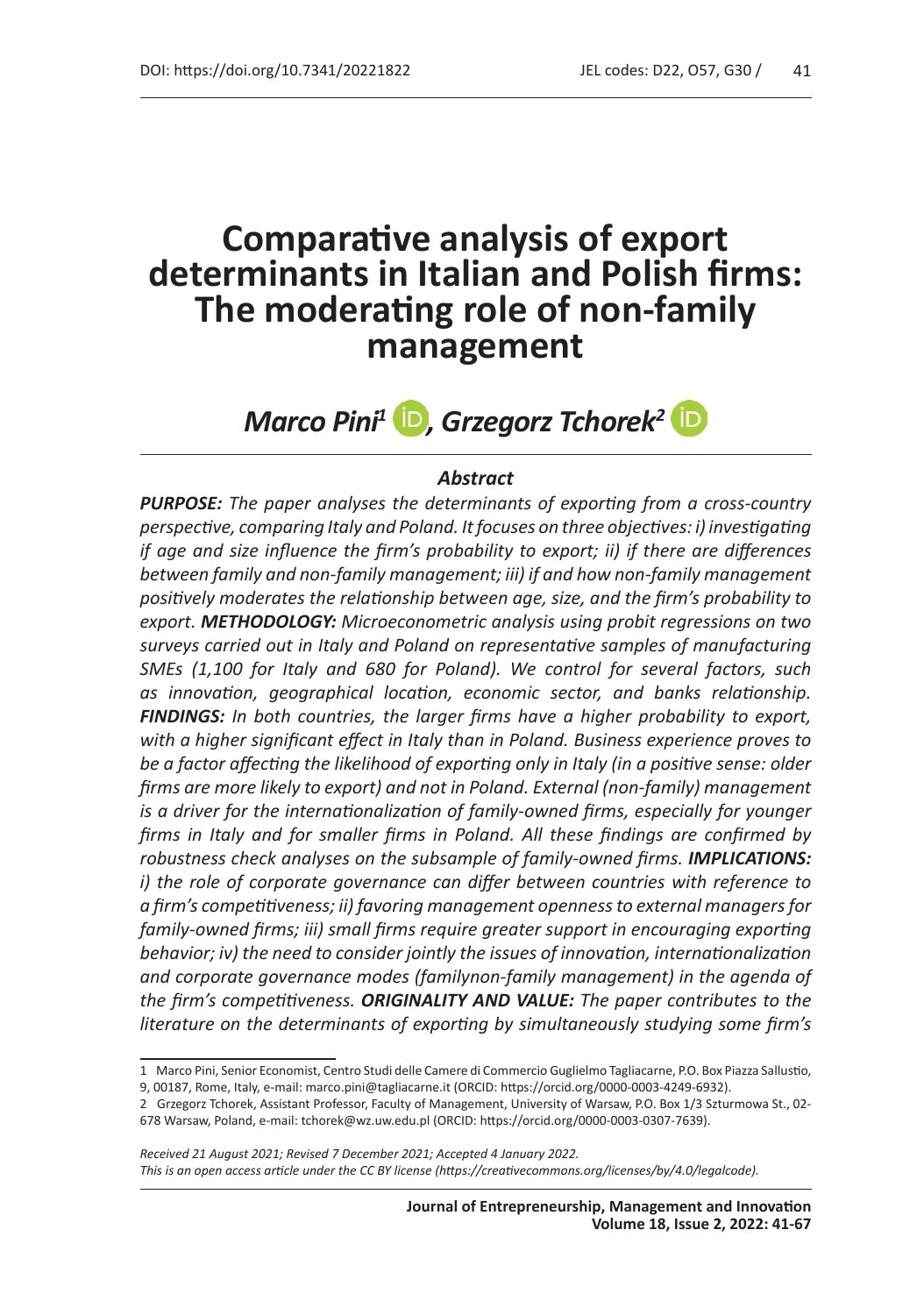DOI: https://doi.org/10.7341/20221822

JEL codes: D22, O57, G30

# Comparative analysis of export determinants in Italian and Polish firms: The moderating role of non-family management

## *Marco Pini*[1], *Grzegorz Tchorek*[2]

### *Abstract*

***PURPOSE:*** *The paper analyses the determinants of exporting from a cross-country perspective, comparing Italy and Poland. It focuses on three objectives: i) investigating if age and size influence the firm's probability to export; ii) if there are differences between family and non-family management; iii) if and how non-family management positively moderates the relationship between age, size, and the firm's probability to export.* ***METHODOLOGY:*** *Microeconometric analysis using probit regressions on two surveys carried out in Italy and Poland on representative samples of manufacturing SMEs (1,100 for Italy and 680 for Poland). We control for several factors, such as innovation, geographical location, economic sector, and banks relationship.* ***FINDINGS:*** *In both countries, the larger firms have a higher probability to export, with a higher significant effect in Italy than in Poland. Business experience proves to be a factor affecting the likelihood of exporting only in Italy (in a positive sense: older firms are more likely to export) and not in Poland. External (non-family) management is a driver for the internationalization of family-owned firms, especially for younger firms in Italy and for smaller firms in Poland. All these findings are confirmed by robustness check analyses on the subsample of family-owned firms.* ***IMPLICATIONS:*** *i) the role of corporate governance can differ between countries with reference to a firm's competitiveness; ii) favoring management openness to external managers for family-owned firms; iii) small firms require greater support in encouraging exporting behavior; iv) the need to consider jointly the issues of innovation, internationalization and corporate governance modes (familynon-family management) in the agenda of the firm's competitiveness.* ***ORIGINALITY AND VALUE:*** *The paper contributes to the literature on the determinants of exporting by simultaneously studying some firm's*

---

1 Marco Pini, Senior Economist, Centro Studi delle Camere di Commercio Guglielmo Tagliacarne, P.O. Box Piazza Sallustio, 9, 00187, Rome, Italy, e-mail: marco.pini@tagliacarne.it (ORCID: https://orcid.org/0000-0003-4249-6932).

2 Grzegorz Tchorek, Assistant Professor, Faculty of Management, University of Warsaw, P.O. Box 1/3 Szturmowa St., 02-678 Warsaw, Poland, e-mail: tchorek@wz.uw.edu.pl (ORCID: https://orcid.org/0000-0003-0307-7639).

*Received 21 August 2021; Revised 7 December 2021; Accepted 4 January 2022.*
*This is an open access article under the CC BY license (https://creativecommons.org/licenses/by/4.0/legalcode).*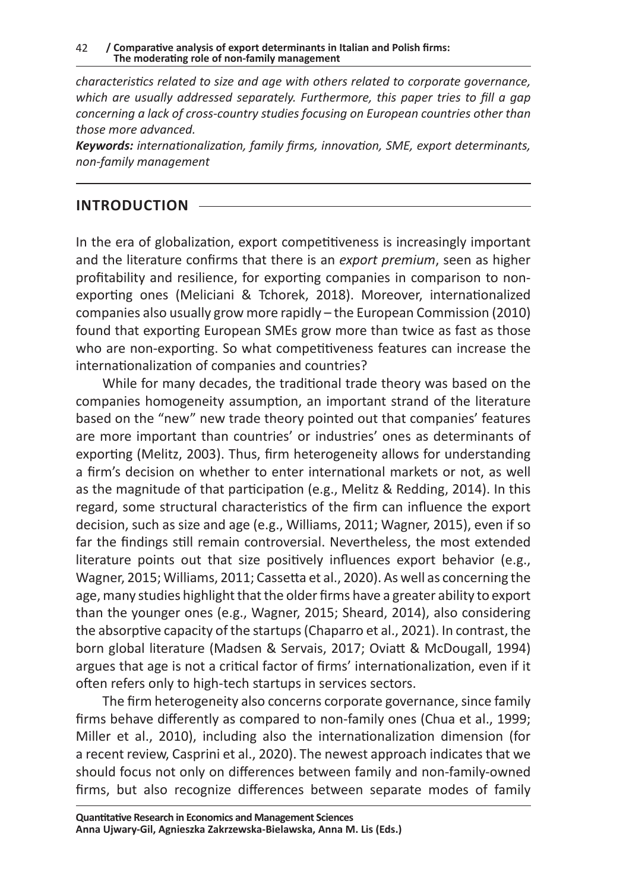*characteristics related to size and age with others related to corporate governance, which are usually addressed separately. Furthermore, this paper tries to fill a gap concerning a lack of cross-country studies focusing on European countries other than those more advanced.*

***Keywords:*** *internationalization, family firms, innovation, SME, export determinants, non-family management*

## INTRODUCTION

In the era of globalization, export competitiveness is increasingly important and the literature confirms that there is an *export premium*, seen as higher profitability and resilience, for exporting companies in comparison to non-exporting ones (Meliciani & Tchorek, 2018). Moreover, internationalized companies also usually grow more rapidly – the European Commission (2010) found that exporting European SMEs grow more than twice as fast as those who are non-exporting. So what competitiveness features can increase the internationalization of companies and countries?

While for many decades, the traditional trade theory was based on the companies homogeneity assumption, an important strand of the literature based on the "new" new trade theory pointed out that companies' features are more important than countries' or industries' ones as determinants of exporting (Melitz, 2003). Thus, firm heterogeneity allows for understanding a firm's decision on whether to enter international markets or not, as well as the magnitude of that participation (e.g., Melitz & Redding, 2014). In this regard, some structural characteristics of the firm can influence the export decision, such as size and age (e.g., Williams, 2011; Wagner, 2015), even if so far the findings still remain controversial. Nevertheless, the most extended literature points out that size positively influences export behavior (e.g., Wagner, 2015; Williams, 2011; Cassetta et al., 2020). As well as concerning the age, many studies highlight that the older firms have a greater ability to export than the younger ones (e.g., Wagner, 2015; Sheard, 2014), also considering the absorptive capacity of the startups (Chaparro et al., 2021). In contrast, the born global literature (Madsen & Servais, 2017; Oviatt & McDougall, 1994) argues that age is not a critical factor of firms' internationalization, even if it often refers only to high-tech startups in services sectors.

The firm heterogeneity also concerns corporate governance, since family firms behave differently as compared to non-family ones (Chua et al., 1999; Miller et al., 2010), including also the internationalization dimension (for a recent review, Casprini et al., 2020). The newest approach indicates that we should focus not only on differences between family and non-family-owned firms, but also recognize differences between separate modes of family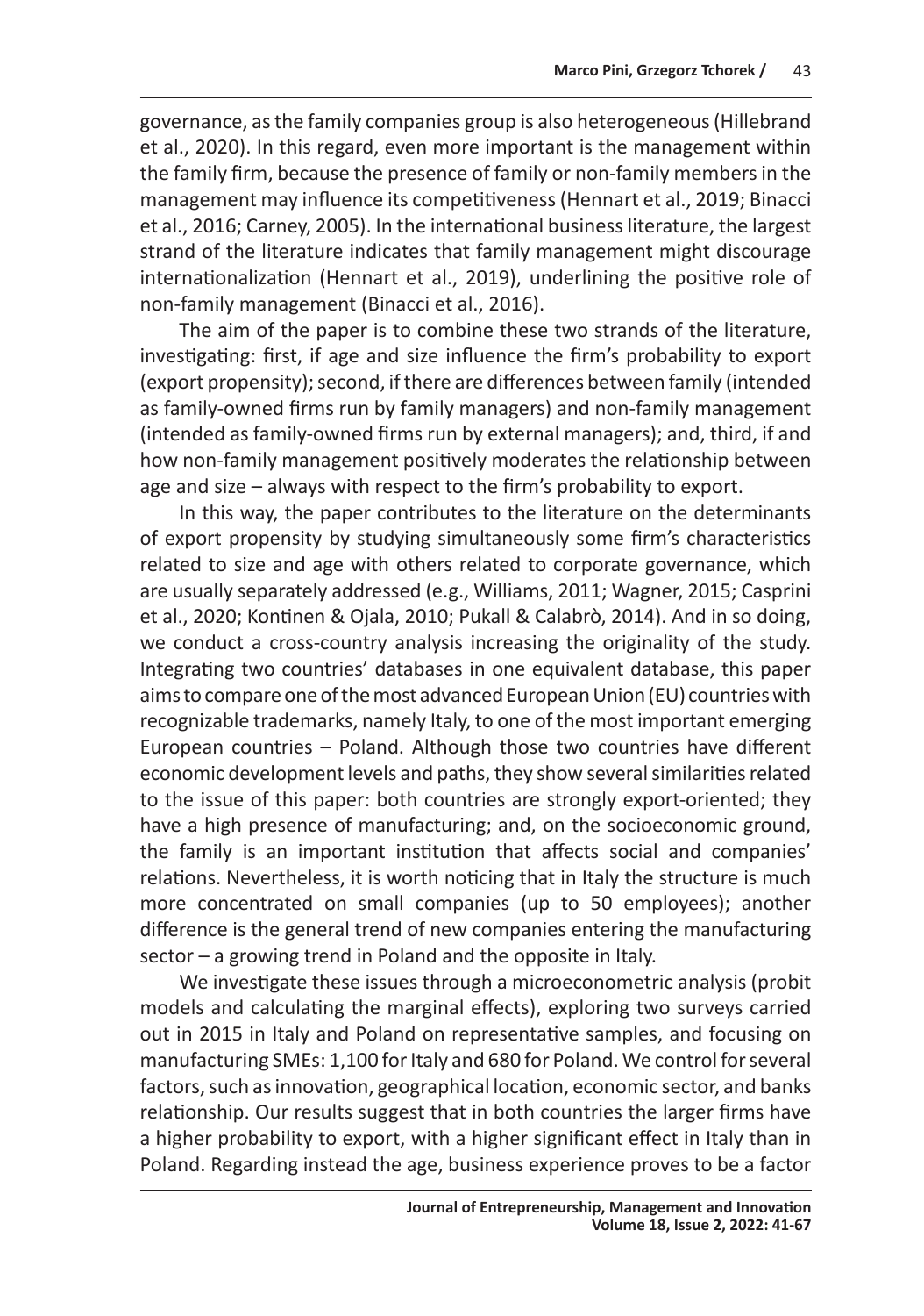governance, as the family companies group is also heterogeneous (Hillebrand et al., 2020). In this regard, even more important is the management within the family firm, because the presence of family or non-family members in the management may influence its competitiveness (Hennart et al., 2019; Binacci et al., 2016; Carney, 2005). In the international business literature, the largest strand of the literature indicates that family management might discourage internationalization (Hennart et al., 2019), underlining the positive role of non-family management (Binacci et al., 2016).

The aim of the paper is to combine these two strands of the literature, investigating: first, if age and size influence the firm's probability to export (export propensity); second, if there are differences between family (intended as family-owned firms run by family managers) and non-family management (intended as family-owned firms run by external managers); and, third, if and how non-family management positively moderates the relationship between age and size – always with respect to the firm's probability to export.

In this way, the paper contributes to the literature on the determinants of export propensity by studying simultaneously some firm's characteristics related to size and age with others related to corporate governance, which are usually separately addressed (e.g., Williams, 2011; Wagner, 2015; Casprini et al., 2020; Kontinen & Ojala, 2010; Pukall & Calabrò, 2014). And in so doing, we conduct a cross-country analysis increasing the originality of the study. Integrating two countries' databases in one equivalent database, this paper aims to compare one of the most advanced European Union (EU) countries with recognizable trademarks, namely Italy, to one of the most important emerging European countries – Poland. Although those two countries have different economic development levels and paths, they show several similarities related to the issue of this paper: both countries are strongly export-oriented; they have a high presence of manufacturing; and, on the socioeconomic ground, the family is an important institution that affects social and companies' relations. Nevertheless, it is worth noticing that in Italy the structure is much more concentrated on small companies (up to 50 employees); another difference is the general trend of new companies entering the manufacturing sector – a growing trend in Poland and the opposite in Italy.

We investigate these issues through a microeconometric analysis (probit models and calculating the marginal effects), exploring two surveys carried out in 2015 in Italy and Poland on representative samples, and focusing on manufacturing SMEs: 1,100 for Italy and 680 for Poland. We control for several factors, such as innovation, geographical location, economic sector, and banks relationship. Our results suggest that in both countries the larger firms have a higher probability to export, with a higher significant effect in Italy than in Poland. Regarding instead the age, business experience proves to be a factor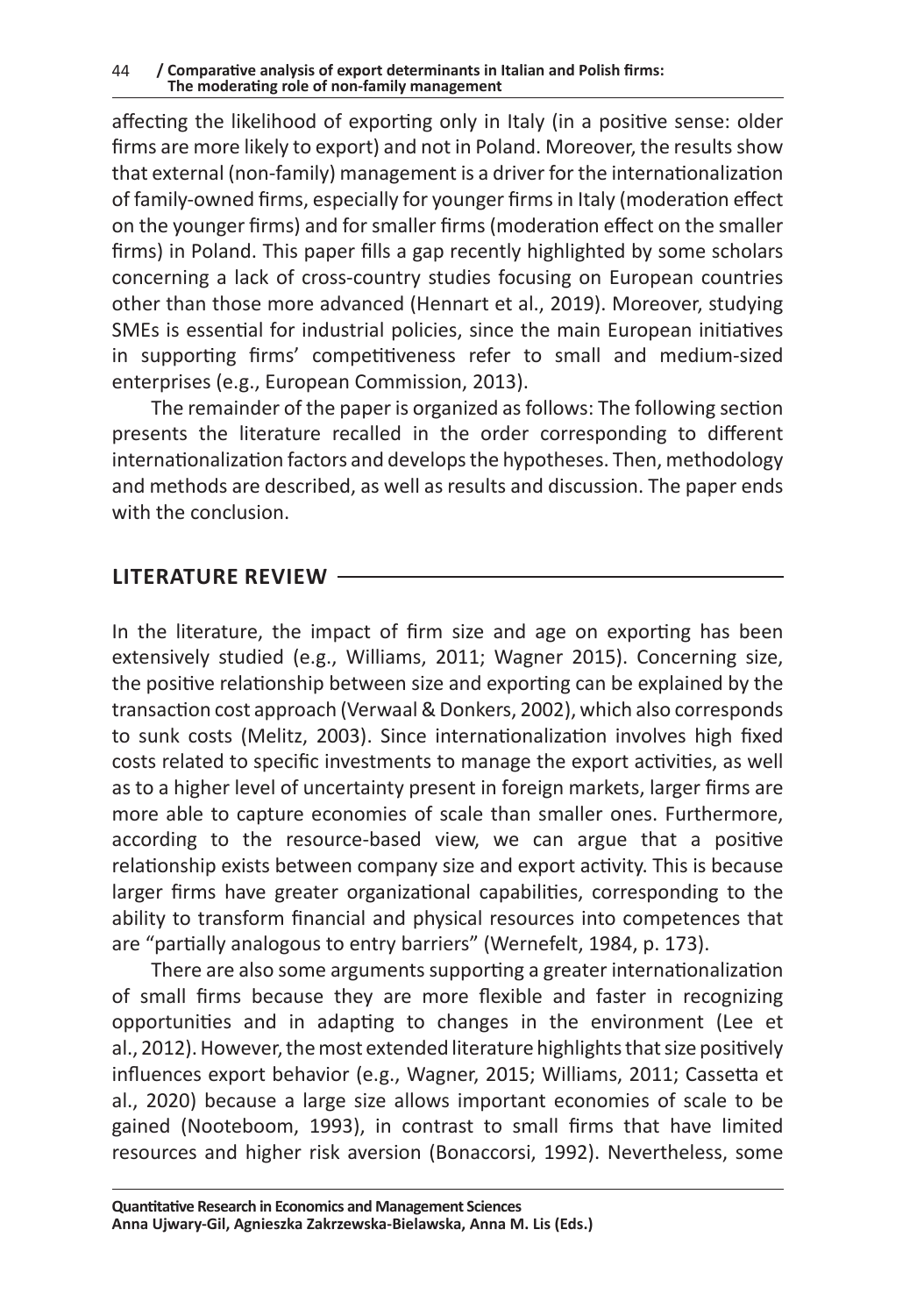affecting the likelihood of exporting only in Italy (in a positive sense: older firms are more likely to export) and not in Poland. Moreover, the results show that external (non-family) management is a driver for the internationalization of family-owned firms, especially for younger firms in Italy (moderation effect on the younger firms) and for smaller firms (moderation effect on the smaller firms) in Poland. This paper fills a gap recently highlighted by some scholars concerning a lack of cross-country studies focusing on European countries other than those more advanced (Hennart et al., 2019). Moreover, studying SMEs is essential for industrial policies, since the main European initiatives in supporting firms' competitiveness refer to small and medium-sized enterprises (e.g., European Commission, 2013).

The remainder of the paper is organized as follows: The following section presents the literature recalled in the order corresponding to different internationalization factors and develops the hypotheses. Then, methodology and methods are described, as well as results and discussion. The paper ends with the conclusion.

## LITERATURE REVIEW

In the literature, the impact of firm size and age on exporting has been extensively studied (e.g., Williams, 2011; Wagner 2015). Concerning size, the positive relationship between size and exporting can be explained by the transaction cost approach (Verwaal & Donkers, 2002), which also corresponds to sunk costs (Melitz, 2003). Since internationalization involves high fixed costs related to specific investments to manage the export activities, as well as to a higher level of uncertainty present in foreign markets, larger firms are more able to capture economies of scale than smaller ones. Furthermore, according to the resource-based view, we can argue that a positive relationship exists between company size and export activity. This is because larger firms have greater organizational capabilities, corresponding to the ability to transform financial and physical resources into competences that are "partially analogous to entry barriers" (Wernefelt, 1984, p. 173).

There are also some arguments supporting a greater internationalization of small firms because they are more flexible and faster in recognizing opportunities and in adapting to changes in the environment (Lee et al., 2012). However, the most extended literature highlights that size positively influences export behavior (e.g., Wagner, 2015; Williams, 2011; Cassetta et al., 2020) because a large size allows important economies of scale to be gained (Nooteboom, 1993), in contrast to small firms that have limited resources and higher risk aversion (Bonaccorsi, 1992). Nevertheless, some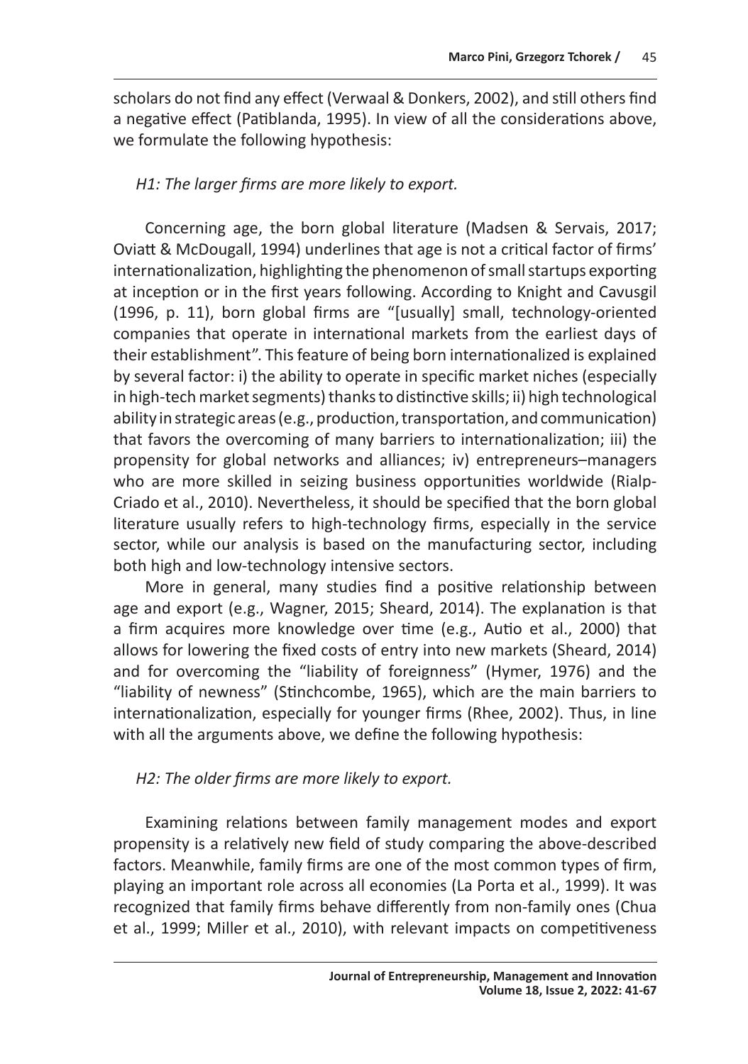scholars do not find any effect (Verwaal & Donkers, 2002), and still others find a negative effect (Patiblanda, 1995). In view of all the considerations above, we formulate the following hypothesis:

*H1: The larger firms are more likely to export.*

Concerning age, the born global literature (Madsen & Servais, 2017; Oviatt & McDougall, 1994) underlines that age is not a critical factor of firms' internationalization, highlighting the phenomenon of small startups exporting at inception or in the first years following. According to Knight and Cavusgil (1996, p. 11), born global firms are "[usually] small, technology-oriented companies that operate in international markets from the earliest days of their establishment". This feature of being born internationalized is explained by several factor: i) the ability to operate in specific market niches (especially in high-tech market segments) thanks to distinctive skills; ii) high technological ability in strategic areas (e.g., production, transportation, and communication) that favors the overcoming of many barriers to internationalization; iii) the propensity for global networks and alliances; iv) entrepreneurs–managers who are more skilled in seizing business opportunities worldwide (Rialp-Criado et al., 2010). Nevertheless, it should be specified that the born global literature usually refers to high-technology firms, especially in the service sector, while our analysis is based on the manufacturing sector, including both high and low-technology intensive sectors.

More in general, many studies find a positive relationship between age and export (e.g., Wagner, 2015; Sheard, 2014). The explanation is that a firm acquires more knowledge over time (e.g., Autio et al., 2000) that allows for lowering the fixed costs of entry into new markets (Sheard, 2014) and for overcoming the "liability of foreignness" (Hymer, 1976) and the "liability of newness" (Stinchcombe, 1965), which are the main barriers to internationalization, especially for younger firms (Rhee, 2002). Thus, in line with all the arguments above, we define the following hypothesis:

*H2: The older firms are more likely to export.*

Examining relations between family management modes and export propensity is a relatively new field of study comparing the above-described factors. Meanwhile, family firms are one of the most common types of firm, playing an important role across all economies (La Porta et al., 1999). It was recognized that family firms behave differently from non-family ones (Chua et al., 1999; Miller et al., 2010), with relevant impacts on competitiveness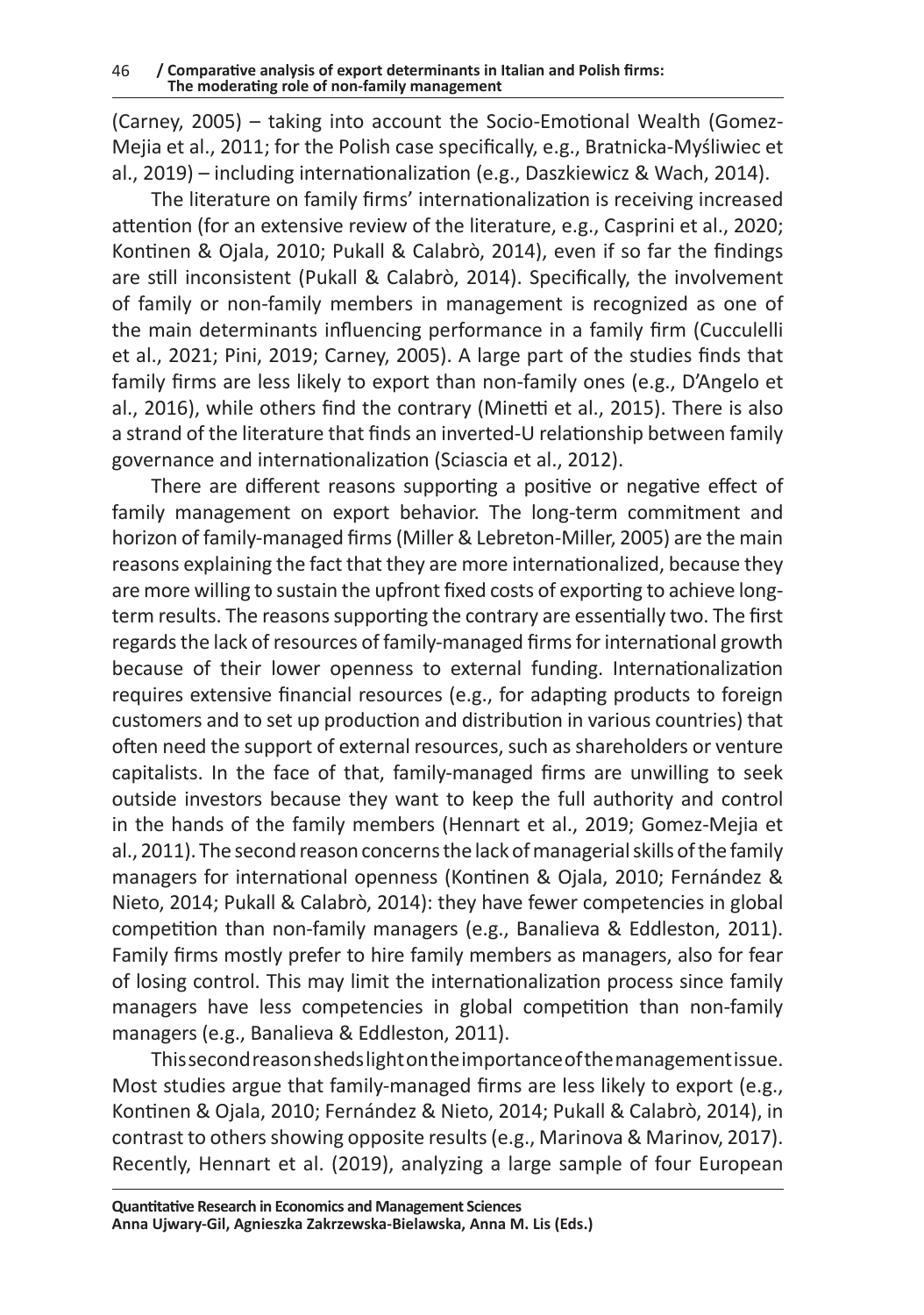(Carney, 2005) – taking into account the Socio-Emotional Wealth (Gomez-Mejia et al., 2011; for the Polish case specifically, e.g., Bratnicka-Myśliwiec et al., 2019) – including internationalization (e.g., Daszkiewicz & Wach, 2014).

The literature on family firms' internationalization is receiving increased attention (for an extensive review of the literature, e.g., Casprini et al., 2020; Kontinen & Ojala, 2010; Pukall & Calabrò, 2014), even if so far the findings are still inconsistent (Pukall & Calabrò, 2014). Specifically, the involvement of family or non-family members in management is recognized as one of the main determinants influencing performance in a family firm (Cucculelli et al., 2021; Pini, 2019; Carney, 2005). A large part of the studies finds that family firms are less likely to export than non-family ones (e.g., D'Angelo et al., 2016), while others find the contrary (Minetti et al., 2015). There is also a strand of the literature that finds an inverted-U relationship between family governance and internationalization (Sciascia et al., 2012).

There are different reasons supporting a positive or negative effect of family management on export behavior. The long-term commitment and horizon of family-managed firms (Miller & Lebreton-Miller, 2005) are the main reasons explaining the fact that they are more internationalized, because they are more willing to sustain the upfront fixed costs of exporting to achieve long-term results. The reasons supporting the contrary are essentially two. The first regards the lack of resources of family-managed firms for international growth because of their lower openness to external funding. Internationalization requires extensive financial resources (e.g., for adapting products to foreign customers and to set up production and distribution in various countries) that often need the support of external resources, such as shareholders or venture capitalists. In the face of that, family-managed firms are unwilling to seek outside investors because they want to keep the full authority and control in the hands of the family members (Hennart et al., 2019; Gomez-Mejia et al., 2011). The second reason concerns the lack of managerial skills of the family managers for international openness (Kontinen & Ojala, 2010; Fernández & Nieto, 2014; Pukall & Calabrò, 2014): they have fewer competencies in global competition than non-family managers (e.g., Banalieva & Eddleston, 2011). Family firms mostly prefer to hire family members as managers, also for fear of losing control. This may limit the internationalization process since family managers have less competencies in global competition than non-family managers (e.g., Banalieva & Eddleston, 2011).

This second reason sheds light on the importance of the management issue. Most studies argue that family-managed firms are less likely to export (e.g., Kontinen & Ojala, 2010; Fernández & Nieto, 2014; Pukall & Calabrò, 2014), in contrast to others showing opposite results (e.g., Marinova & Marinov, 2017). Recently, Hennart et al. (2019), analyzing a large sample of four European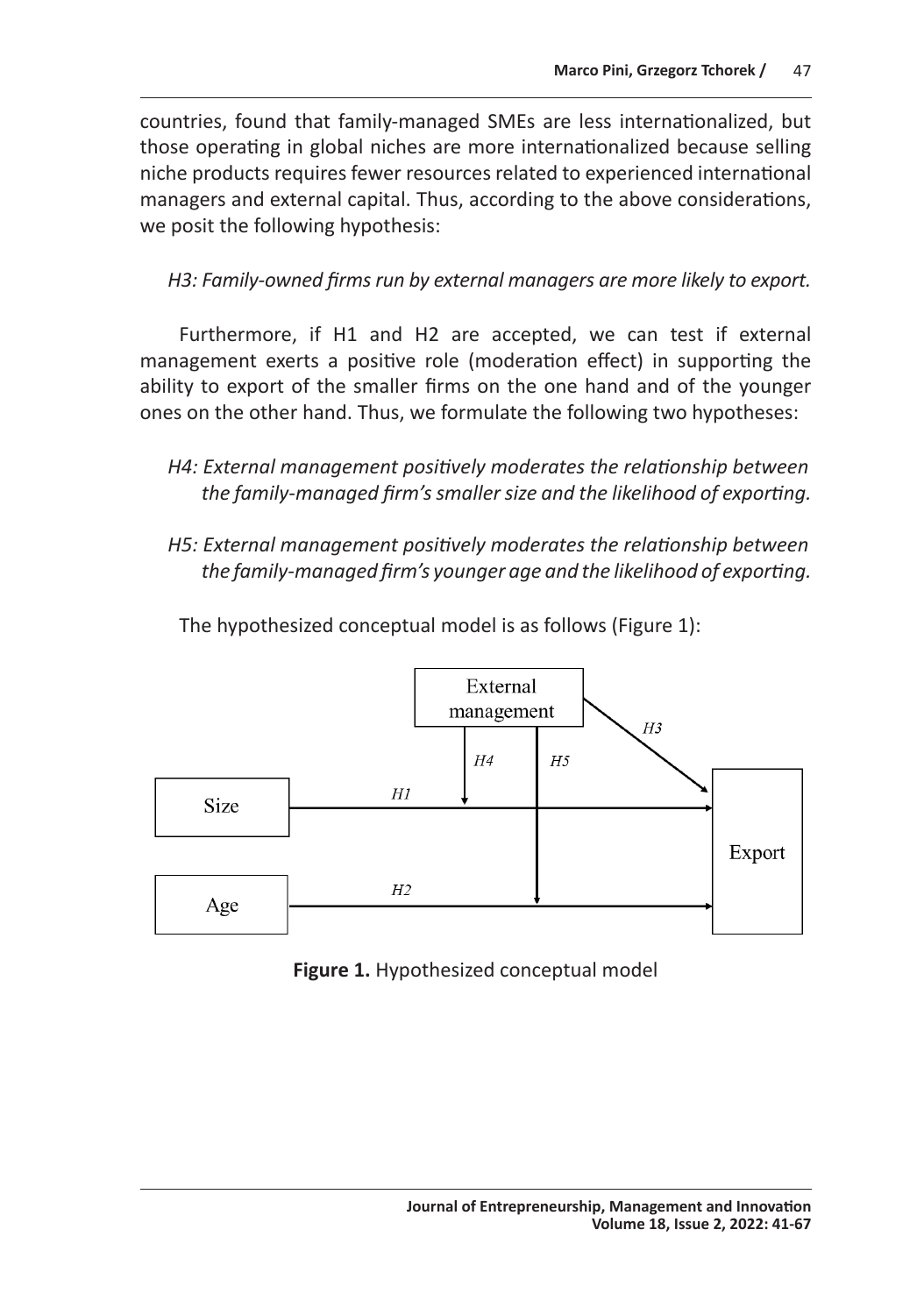countries, found that family-managed SMEs are less internationalized, but those operating in global niches are more internationalized because selling niche products requires fewer resources related to experienced international managers and external capital. Thus, according to the above considerations, we posit the following hypothesis:

*H3: Family-owned firms run by external managers are more likely to export.*

Furthermore, if H1 and H2 are accepted, we can test if external management exerts a positive role (moderation effect) in supporting the ability to export of the smaller firms on the one hand and of the younger ones on the other hand. Thus, we formulate the following two hypotheses:

*H4: External management positively moderates the relationship between the family-managed firm's smaller size and the likelihood of exporting.*

*H5: External management positively moderates the relationship between the family-managed firm's younger age and the likelihood of exporting.*

The hypothesized conceptual model is as follows (Figure 1):

External management

H3

H4 H5

Size H1

Export

Age H2

**Figure 1.** Hypothesized conceptual model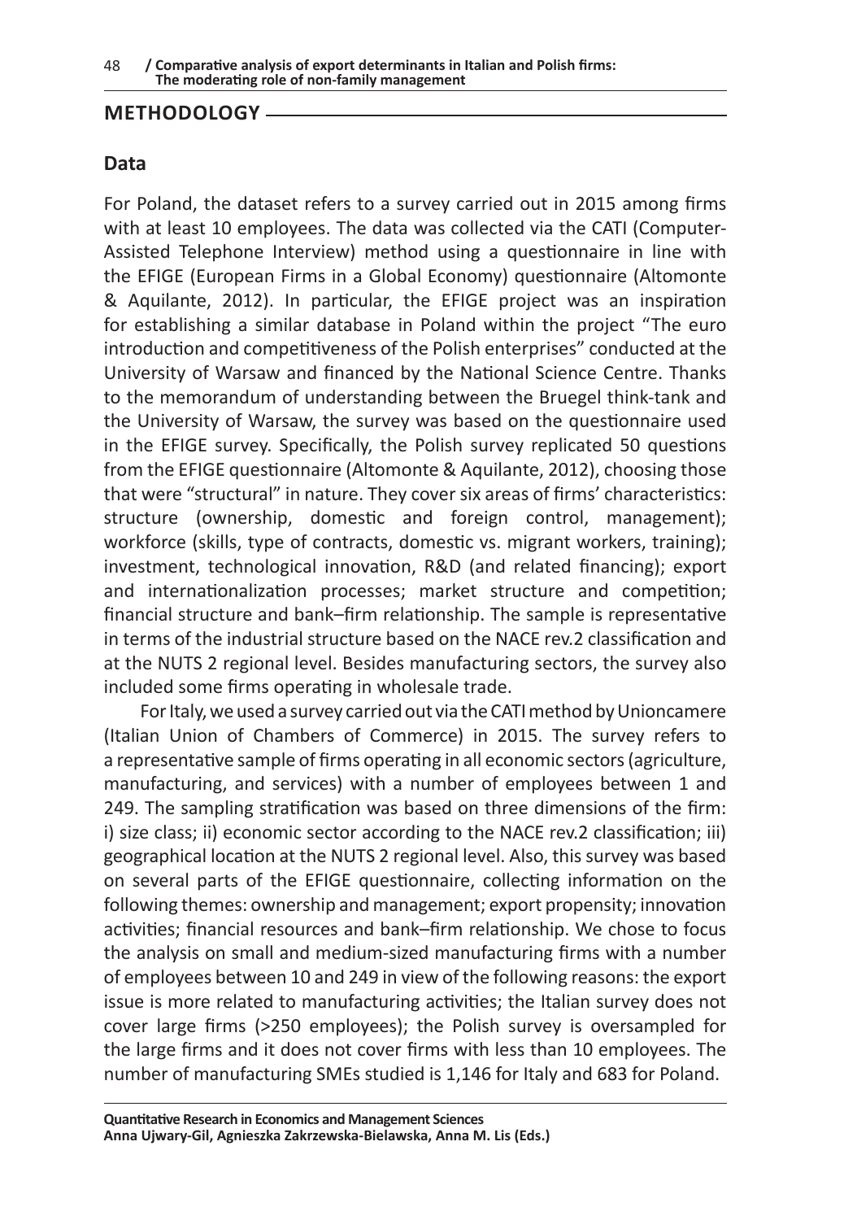## METHODOLOGY

### Data

For Poland, the dataset refers to a survey carried out in 2015 among firms with at least 10 employees. The data was collected via the CATI (Computer-Assisted Telephone Interview) method using a questionnaire in line with the EFIGE (European Firms in a Global Economy) questionnaire (Altomonte & Aquilante, 2012). In particular, the EFIGE project was an inspiration for establishing a similar database in Poland within the project "The euro introduction and competitiveness of the Polish enterprises" conducted at the University of Warsaw and financed by the National Science Centre. Thanks to the memorandum of understanding between the Bruegel think-tank and the University of Warsaw, the survey was based on the questionnaire used in the EFIGE survey. Specifically, the Polish survey replicated 50 questions from the EFIGE questionnaire (Altomonte & Aquilante, 2012), choosing those that were "structural" in nature. They cover six areas of firms' characteristics: structure (ownership, domestic and foreign control, management); workforce (skills, type of contracts, domestic vs. migrant workers, training); investment, technological innovation, R&D (and related financing); export and internationalization processes; market structure and competition; financial structure and bank–firm relationship. The sample is representative in terms of the industrial structure based on the NACE rev.2 classification and at the NUTS 2 regional level. Besides manufacturing sectors, the survey also included some firms operating in wholesale trade.

For Italy, we used a survey carried out via the CATI method by Unioncamere (Italian Union of Chambers of Commerce) in 2015. The survey refers to a representative sample of firms operating in all economic sectors (agriculture, manufacturing, and services) with a number of employees between 1 and 249. The sampling stratification was based on three dimensions of the firm: i) size class; ii) economic sector according to the NACE rev.2 classification; iii) geographical location at the NUTS 2 regional level. Also, this survey was based on several parts of the EFIGE questionnaire, collecting information on the following themes: ownership and management; export propensity; innovation activities; financial resources and bank–firm relationship. We chose to focus the analysis on small and medium-sized manufacturing firms with a number of employees between 10 and 249 in view of the following reasons: the export issue is more related to manufacturing activities; the Italian survey does not cover large firms (>250 employees); the Polish survey is oversampled for the large firms and it does not cover firms with less than 10 employees. The number of manufacturing SMEs studied is 1,146 for Italy and 683 for Poland.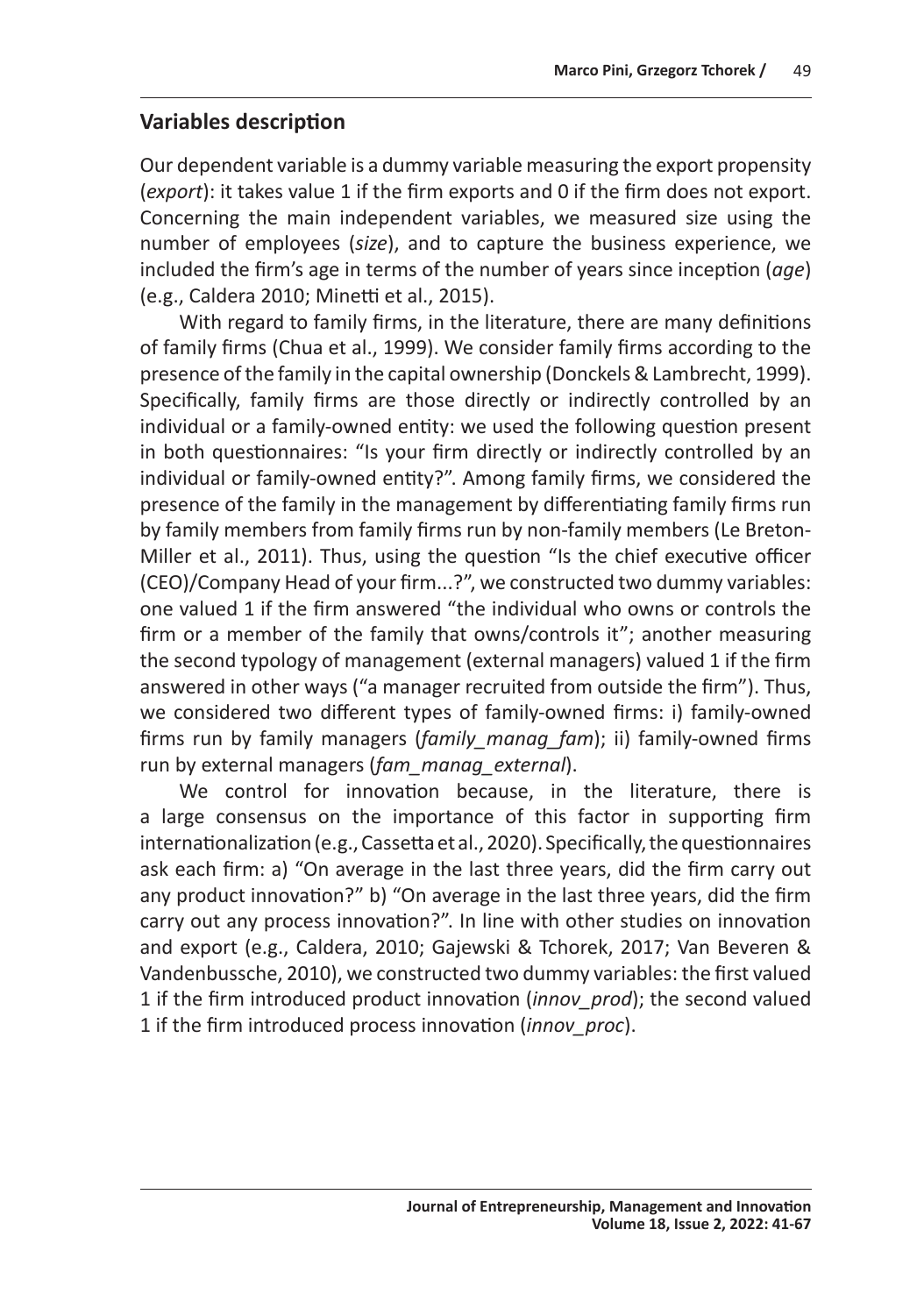## Variables description

Our dependent variable is a dummy variable measuring the export propensity (*export*): it takes value 1 if the firm exports and 0 if the firm does not export. Concerning the main independent variables, we measured size using the number of employees (*size*), and to capture the business experience, we included the firm's age in terms of the number of years since inception (*age*) (e.g., Caldera 2010; Minetti et al., 2015).

With regard to family firms, in the literature, there are many definitions of family firms (Chua et al., 1999). We consider family firms according to the presence of the family in the capital ownership (Donckels & Lambrecht, 1999). Specifically, family firms are those directly or indirectly controlled by an individual or a family-owned entity: we used the following question present in both questionnaires: "Is your firm directly or indirectly controlled by an individual or family-owned entity?". Among family firms, we considered the presence of the family in the management by differentiating family firms run by family members from family firms run by non-family members (Le Breton-Miller et al., 2011). Thus, using the question "Is the chief executive officer (CEO)/Company Head of your firm...?", we constructed two dummy variables: one valued 1 if the firm answered "the individual who owns or controls the firm or a member of the family that owns/controls it"; another measuring the second typology of management (external managers) valued 1 if the firm answered in other ways ("a manager recruited from outside the firm"). Thus, we considered two different types of family-owned firms: i) family-owned firms run by family managers (*family_manag_fam*); ii) family-owned firms run by external managers (*fam_manag_external*).

We control for innovation because, in the literature, there is a large consensus on the importance of this factor in supporting firm internationalization (e.g., Cassetta et al., 2020). Specifically, the questionnaires ask each firm: a) "On average in the last three years, did the firm carry out any product innovation?" b) "On average in the last three years, did the firm carry out any process innovation?". In line with other studies on innovation and export (e.g., Caldera, 2010; Gajewski & Tchorek, 2017; Van Beveren & Vandenbussche, 2010), we constructed two dummy variables: the first valued 1 if the firm introduced product innovation (*innov_prod*); the second valued 1 if the firm introduced process innovation (*innov_proc*).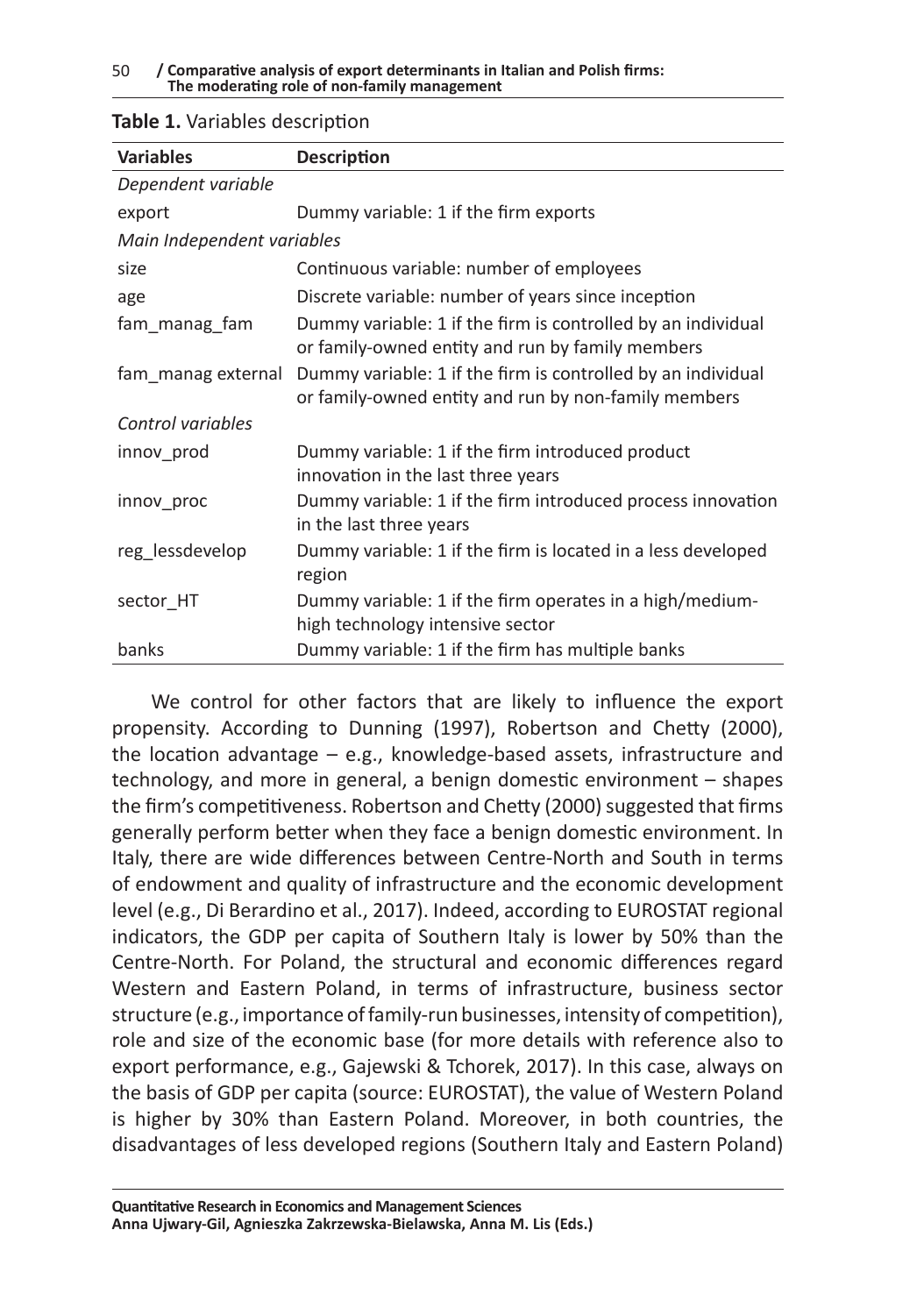**Table 1.** Variables description

| Variables | Description |
|---|---|
| *Dependent variable* | |
| export | Dummy variable: 1 if the firm exports |
| *Main Independent variables* | |
| size | Continuous variable: number of employees |
| age | Discrete variable: number of years since inception |
| fam_manag_fam | Dummy variable: 1 if the firm is controlled by an individual or family-owned entity and run by family members |
| fam_manag external | Dummy variable: 1 if the firm is controlled by an individual or family-owned entity and run by non-family members |
| *Control variables* | |
| innov_prod | Dummy variable: 1 if the firm introduced product innovation in the last three years |
| innov_proc | Dummy variable: 1 if the firm introduced process innovation in the last three years |
| reg_lessdevelop | Dummy variable: 1 if the firm is located in a less developed region |
| sector_HT | Dummy variable: 1 if the firm operates in a high/medium-high technology intensive sector |
| banks | Dummy variable: 1 if the firm has multiple banks |

We control for other factors that are likely to influence the export propensity. According to Dunning (1997), Robertson and Chetty (2000), the location advantage – e.g., knowledge-based assets, infrastructure and technology, and more in general, a benign domestic environment – shapes the firm's competitiveness. Robertson and Chetty (2000) suggested that firms generally perform better when they face a benign domestic environment. In Italy, there are wide differences between Centre-North and South in terms of endowment and quality of infrastructure and the economic development level (e.g., Di Berardino et al., 2017). Indeed, according to EUROSTAT regional indicators, the GDP per capita of Southern Italy is lower by 50% than the Centre-North. For Poland, the structural and economic differences regard Western and Eastern Poland, in terms of infrastructure, business sector structure (e.g., importance of family-run businesses, intensity of competition), role and size of the economic base (for more details with reference also to export performance, e.g., Gajewski & Tchorek, 2017). In this case, always on the basis of GDP per capita (source: EUROSTAT), the value of Western Poland is higher by 30% than Eastern Poland. Moreover, in both countries, the disadvantages of less developed regions (Southern Italy and Eastern Poland)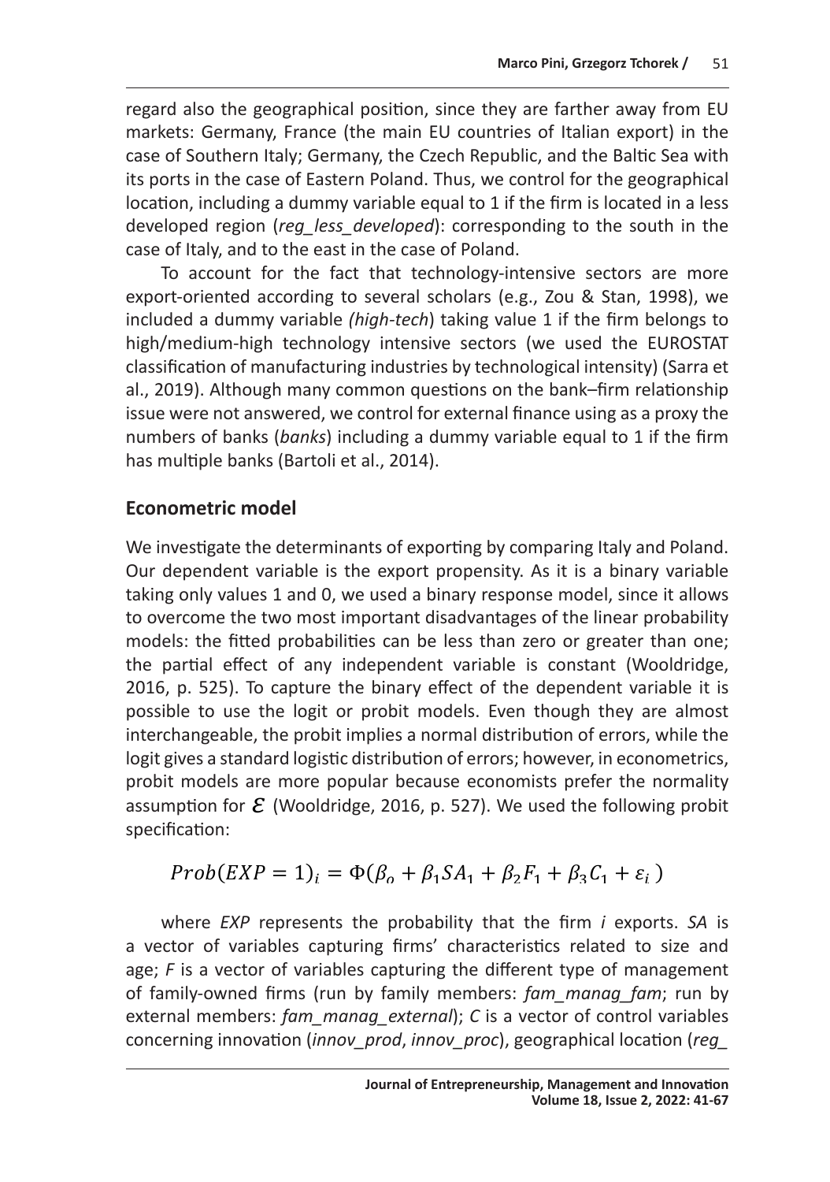regard also the geographical position, since they are farther away from EU markets: Germany, France (the main EU countries of Italian export) in the case of Southern Italy; Germany, the Czech Republic, and the Baltic Sea with its ports in the case of Eastern Poland. Thus, we control for the geographical location, including a dummy variable equal to 1 if the firm is located in a less developed region (*reg_less_developed*): corresponding to the south in the case of Italy, and to the east in the case of Poland.

To account for the fact that technology-intensive sectors are more export-oriented according to several scholars (e.g., Zou & Stan, 1998), we included a dummy variable *(high-tech*) taking value 1 if the firm belongs to high/medium-high technology intensive sectors (we used the EUROSTAT classification of manufacturing industries by technological intensity) (Sarra et al., 2019). Although many common questions on the bank–firm relationship issue were not answered, we control for external finance using as a proxy the numbers of banks (*banks*) including a dummy variable equal to 1 if the firm has multiple banks (Bartoli et al., 2014).

## Econometric model

We investigate the determinants of exporting by comparing Italy and Poland. Our dependent variable is the export propensity. As it is a binary variable taking only values 1 and 0, we used a binary response model, since it allows to overcome the two most important disadvantages of the linear probability models: the fitted probabilities can be less than zero or greater than one; the partial effect of any independent variable is constant (Wooldridge, 2016, p. 525). To capture the binary effect of the dependent variable it is possible to use the logit or probit models. Even though they are almost interchangeable, the probit implies a normal distribution of errors, while the logit gives a standard logistic distribution of errors; however, in econometrics, probit models are more popular because economists prefer the normality assumption for $\varepsilon$ (Wooldridge, 2016, p. 527). We used the following probit specification:

$$Prob(EXP = 1)_i = \Phi(\beta_o + \beta_1 SA_1 + \beta_2 F_1 + \beta_3 C_1 + \varepsilon_i)$$

where *EXP* represents the probability that the firm *i* exports. *SA* is a vector of variables capturing firms' characteristics related to size and age; *F* is a vector of variables capturing the different type of management of family-owned firms (run by family members: *fam_manag_fam*; run by external members: *fam_manag_external*); *C* is a vector of control variables concerning innovation (*innov_prod*, *innov_proc*), geographical location (*reg_*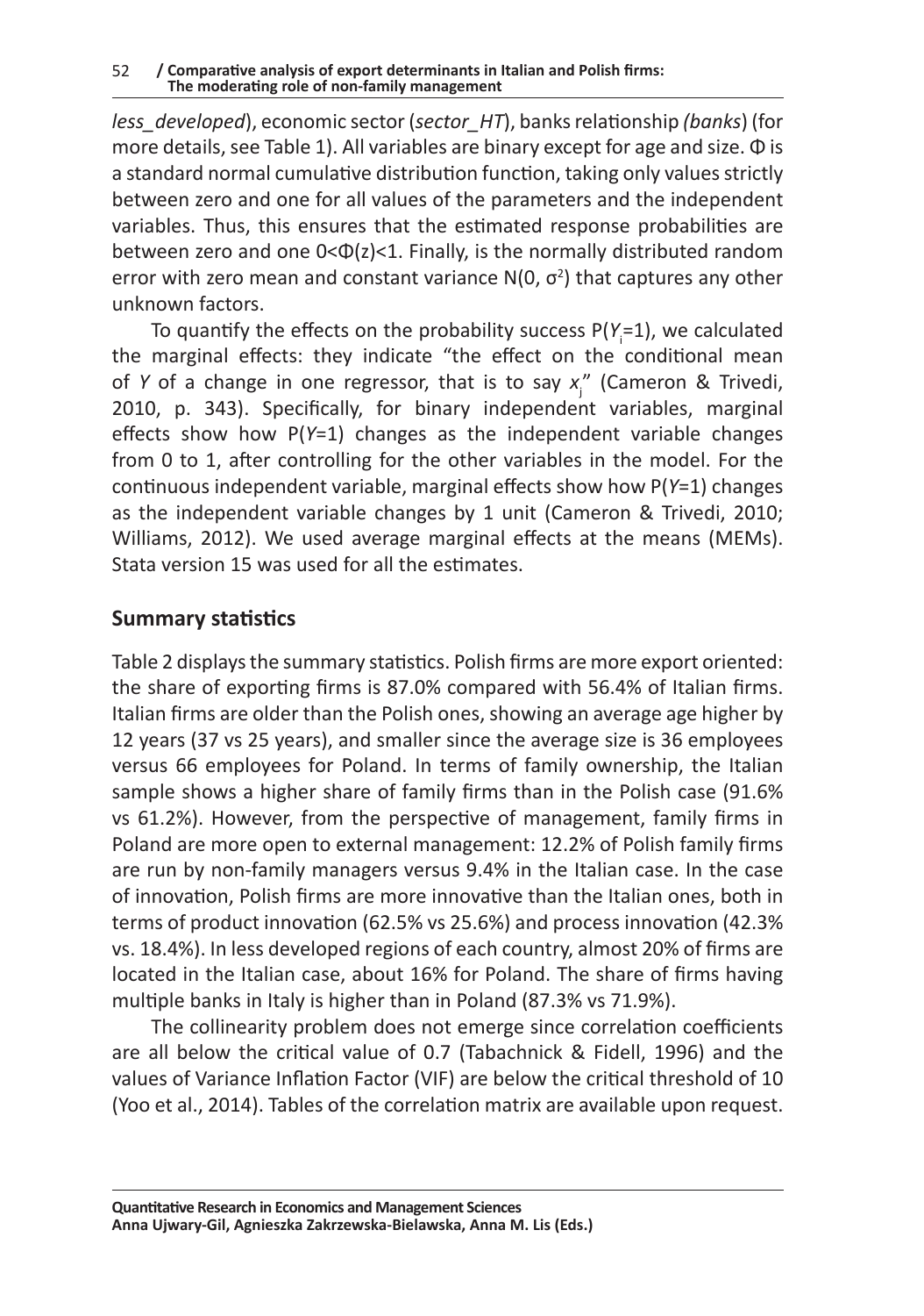*less_developed*), economic sector (*sector_HT*), banks relationship *(banks*) (for more details, see Table 1). All variables are binary except for age and size. Φ is a standard normal cumulative distribution function, taking only values strictly between zero and one for all values of the parameters and the independent variables. Thus, this ensures that the estimated response probabilities are between zero and one $0<\Phi(z)<1$. Finally, is the normally distributed random error with zero mean and constant variance $N(0, \sigma^2)$ that captures any other unknown factors.

To quantify the effects on the probability success $P(Y_i=1)$, we calculated the marginal effects: they indicate "the effect on the conditional mean of $Y$ of a change in one regressor, that is to say $x_j$" (Cameron & Trivedi, 2010, p. 343). Specifically, for binary independent variables, marginal effects show how $P(Y=1)$ changes as the independent variable changes from 0 to 1, after controlling for the other variables in the model. For the continuous independent variable, marginal effects show how $P(Y=1)$ changes as the independent variable changes by 1 unit (Cameron & Trivedi, 2010; Williams, 2012). We used average marginal effects at the means (MEMs). Stata version 15 was used for all the estimates.

## Summary statistics

Table 2 displays the summary statistics. Polish firms are more export oriented: the share of exporting firms is 87.0% compared with 56.4% of Italian firms. Italian firms are older than the Polish ones, showing an average age higher by 12 years (37 vs 25 years), and smaller since the average size is 36 employees versus 66 employees for Poland. In terms of family ownership, the Italian sample shows a higher share of family firms than in the Polish case (91.6% vs 61.2%). However, from the perspective of management, family firms in Poland are more open to external management: 12.2% of Polish family firms are run by non-family managers versus 9.4% in the Italian case. In the case of innovation, Polish firms are more innovative than the Italian ones, both in terms of product innovation (62.5% vs 25.6%) and process innovation (42.3% vs. 18.4%). In less developed regions of each country, almost 20% of firms are located in the Italian case, about 16% for Poland. The share of firms having multiple banks in Italy is higher than in Poland (87.3% vs 71.9%).

The collinearity problem does not emerge since correlation coefficients are all below the critical value of 0.7 (Tabachnick & Fidell, 1996) and the values of Variance Inflation Factor (VIF) are below the critical threshold of 10 (Yoo et al., 2014). Tables of the correlation matrix are available upon request.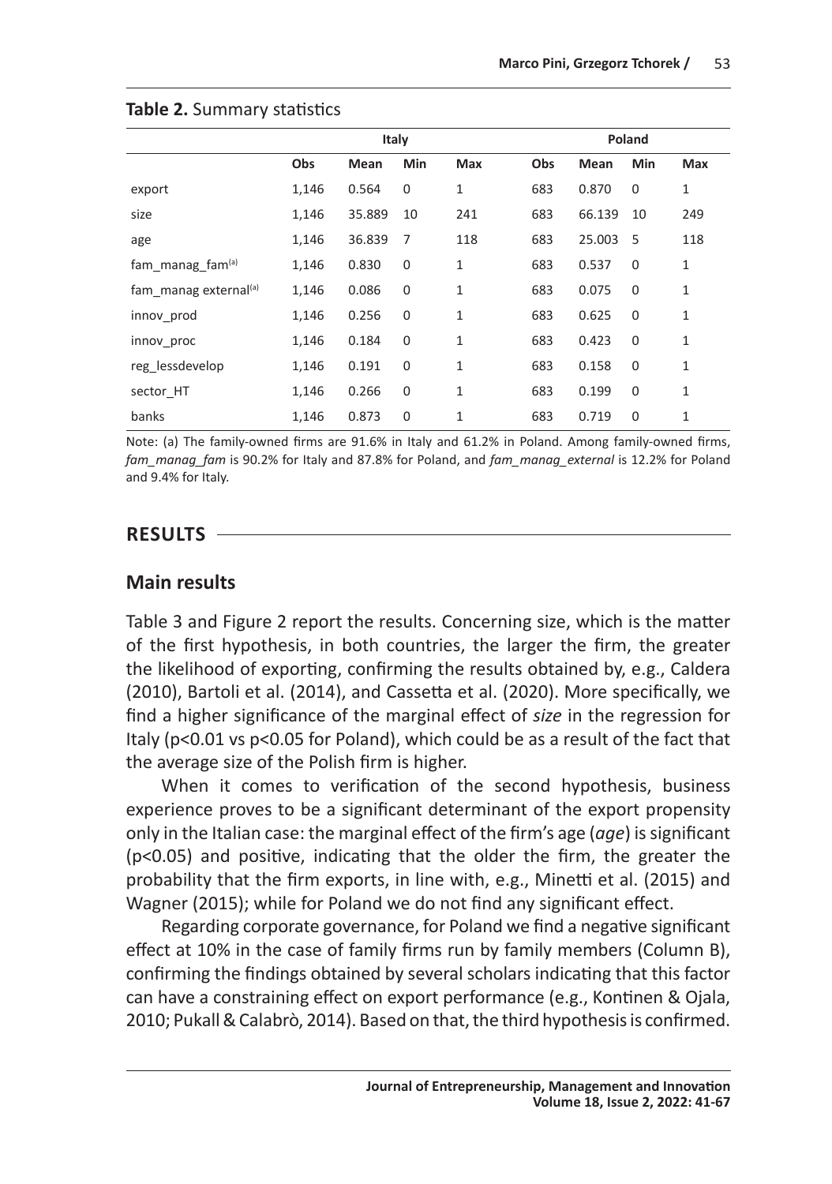**Table 2.** Summary statistics

| | Italy | | | | Poland | | | |
|---|---|---|---|---|---|---|---|---|
| | Obs | Mean | Min | Max | Obs | Mean | Min | Max |
| export | 1,146 | 0.564 | 0 | 1 | 683 | 0.870 | 0 | 1 |
| size | 1,146 | 35.889 | 10 | 241 | 683 | 66.139 | 10 | 249 |
| age | 1,146 | 36.839 | 7 | 118 | 683 | 25.003 | 5 | 118 |
| fam_manag_fam[(a)] | 1,146 | 0.830 | 0 | 1 | 683 | 0.537 | 0 | 1 |
| fam_manag external[(a)] | 1,146 | 0.086 | 0 | 1 | 683 | 0.075 | 0 | 1 |
| innov_prod | 1,146 | 0.256 | 0 | 1 | 683 | 0.625 | 0 | 1 |
| innov_proc | 1,146 | 0.184 | 0 | 1 | 683 | 0.423 | 0 | 1 |
| reg_lessdevelop | 1,146 | 0.191 | 0 | 1 | 683 | 0.158 | 0 | 1 |
| sector_HT | 1,146 | 0.266 | 0 | 1 | 683 | 0.199 | 0 | 1 |
| banks | 1,146 | 0.873 | 0 | 1 | 683 | 0.719 | 0 | 1 |

Note: (a) The family-owned firms are 91.6% in Italy and 61.2% in Poland. Among family-owned firms, *fam_manag_fam* is 90.2% for Italy and 87.8% for Poland, and *fam_manag_external* is 12.2% for Poland and 9.4% for Italy.

## RESULTS

### Main results

Table 3 and Figure 2 report the results. Concerning size, which is the matter of the first hypothesis, in both countries, the larger the firm, the greater the likelihood of exporting, confirming the results obtained by, e.g., Caldera (2010), Bartoli et al. (2014), and Cassetta et al. (2020). More specifically, we find a higher significance of the marginal effect of *size* in the regression for Italy ($p<0.01$ vs $p<0.05$ for Poland), which could be as a result of the fact that the average size of the Polish firm is higher.

When it comes to verification of the second hypothesis, business experience proves to be a significant determinant of the export propensity only in the Italian case: the marginal effect of the firm's age (*age*) is significant ($p<0.05$) and positive, indicating that the older the firm, the greater the probability that the firm exports, in line with, e.g., Minetti et al. (2015) and Wagner (2015); while for Poland we do not find any significant effect.

Regarding corporate governance, for Poland we find a negative significant effect at 10% in the case of family firms run by family members (Column B), confirming the findings obtained by several scholars indicating that this factor can have a constraining effect on export performance (e.g., Kontinen & Ojala, 2010; Pukall & Calabrò, 2014). Based on that, the third hypothesis is confirmed.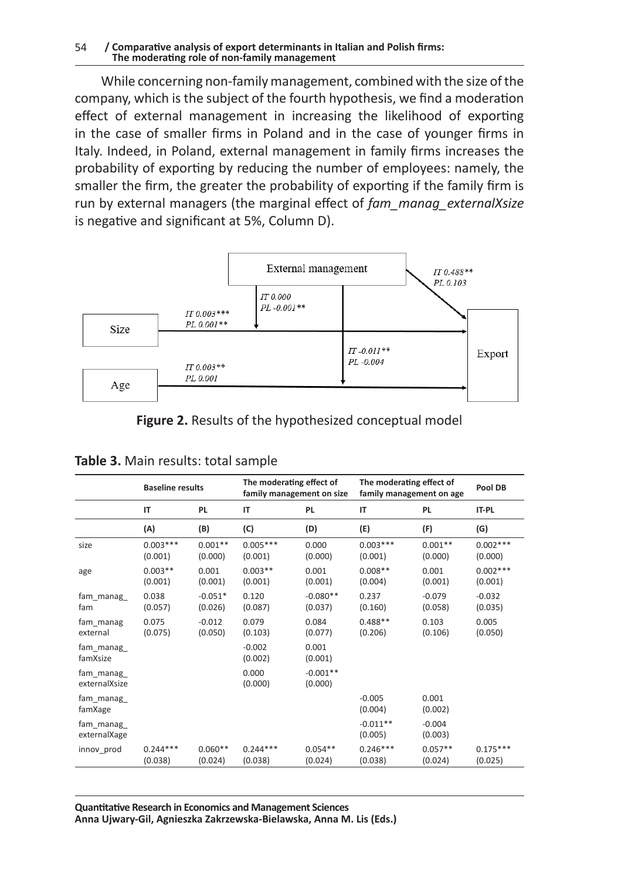While concerning non-family management, combined with the size of the company, which is the subject of the fourth hypothesis, we find a moderation effect of external management in increasing the likelihood of exporting in the case of smaller firms in Poland and in the case of younger firms in Italy. Indeed, in Poland, external management in family firms increases the probability of exporting by reducing the number of employees: namely, the smaller the firm, the greater the probability of exporting if the family firm is run by external managers (the marginal effect of *fam_manag_externalXsize* is negative and significant at 5%, Column D).

**Figure 2.** Results of the hypothesized conceptual model

**Table 3.** Main results: total sample

| | Baseline results | | The moderating effect of family management on size | | The moderating effect of family management on age | | Pool DB |
|---|---|---|---|---|---|---|---|
| | IT | PL | IT | PL | IT | PL | IT-PL |
| | (A) | (B) | (C) | (D) | (E) | (F) | (G) |
| size | 0.003*** (0.001) | 0.001** (0.000) | 0.005*** (0.001) | 0.000 (0.000) | 0.003*** (0.001) | 0.001** (0.000) | 0.002*** (0.000) |
| age | 0.003** (0.001) | 0.001 (0.001) | 0.003** (0.001) | 0.001 (0.001) | 0.008** (0.004) | 0.001 (0.001) | 0.002*** (0.001) |
| fam_manag_fam | 0.038 (0.057) | -0.051* (0.026) | 0.120 (0.087) | -0.080** (0.037) | 0.237 (0.160) | -0.079 (0.058) | -0.032 (0.035) |
| fam_manag external | 0.075 (0.075) | -0.012 (0.050) | 0.079 (0.103) | 0.084 (0.077) | 0.488** (0.206) | 0.103 (0.106) | 0.005 (0.050) |
| fam_manag_famXsize | | | -0.002 (0.002) | 0.001 (0.001) | | | |
| fam_manag_externalXsize | | | 0.000 (0.000) | -0.001** (0.000) | | | |
| fam_manag_famXage | | | | | -0.005 (0.004) | 0.001 (0.002) | |
| fam_manag_externalXage | | | | | -0.011** (0.005) | -0.004 (0.003) | |
| innov_prod | 0.244*** (0.038) | 0.060** (0.024) | 0.244*** (0.038) | 0.054** (0.024) | 0.246*** (0.038) | 0.057** (0.024) | 0.175*** (0.025) |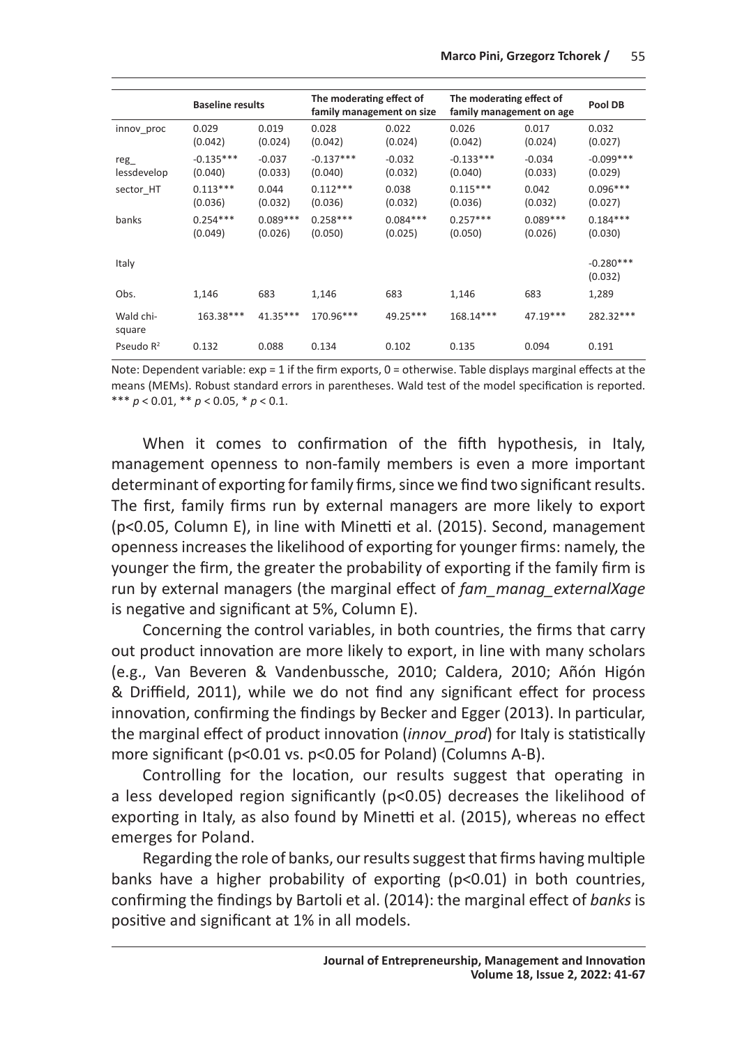| | Baseline results | | The moderating effect of family management on size | | The moderating effect of family management on age | | Pool DB |
|---|---|---|---|---|---|---|---|
| innov_proc | 0.029<br>(0.042) | 0.019<br>(0.024) | 0.028<br>(0.042) | 0.022<br>(0.024) | 0.026<br>(0.042) | 0.017<br>(0.024) | 0.032<br>(0.027) |
| reg_ lessdevelop | -0.135***<br>(0.040) | -0.037<br>(0.033) | -0.137***<br>(0.040) | -0.032<br>(0.032) | -0.133***<br>(0.040) | -0.034<br>(0.033) | -0.099***<br>(0.029) |
| sector_HT | 0.113***<br>(0.036) | 0.044<br>(0.032) | 0.112***<br>(0.036) | 0.038<br>(0.032) | 0.115***<br>(0.036) | 0.042<br>(0.032) | 0.096***<br>(0.027) |
| banks | 0.254***<br>(0.049) | 0.089***<br>(0.026) | 0.258***<br>(0.050) | 0.084***<br>(0.025) | 0.257***<br>(0.050) | 0.089***<br>(0.026) | 0.184***<br>(0.030) |
| Italy | | | | | | | -0.280***<br>(0.032) |
| Obs. | 1,146 | 683 | 1,146 | 683 | 1,146 | 683 | 1,289 |
| Wald chi-square | 163.38*** | 41.35*** | 170.96*** | 49.25*** | 168.14*** | 47.19*** | 282.32*** |
| Pseudo $R^2$ | 0.132 | 0.088 | 0.134 | 0.102 | 0.135 | 0.094 | 0.191 |

Note: Dependent variable: exp = 1 if the firm exports, 0 = otherwise. Table displays marginal effects at the means (MEMs). Robust standard errors in parentheses. Wald test of the model specification is reported. *** $p < 0.01$, ** $p < 0.05$, * $p < 0.1$.

When it comes to confirmation of the fifth hypothesis, in Italy, management openness to non-family members is even a more important determinant of exporting for family firms, since we find two significant results. The first, family firms run by external managers are more likely to export ($p<0.05$, Column E), in line with Minetti et al. (2015). Second, management openness increases the likelihood of exporting for younger firms: namely, the younger the firm, the greater the probability of exporting if the family firm is run by external managers (the marginal effect of *fam_manag_externalXage* is negative and significant at 5%, Column E).

Concerning the control variables, in both countries, the firms that carry out product innovation are more likely to export, in line with many scholars (e.g., Van Beveren & Vandenbussche, 2010; Caldera, 2010; Añón Higón & Driffield, 2011), while we do not find any significant effect for process innovation, confirming the findings by Becker and Egger (2013). In particular, the marginal effect of product innovation (*innov_prod*) for Italy is statistically more significant ($p<0.01$ vs. $p<0.05$ for Poland) (Columns A-B).

Controlling for the location, our results suggest that operating in a less developed region significantly ($p<0.05$) decreases the likelihood of exporting in Italy, as also found by Minetti et al. (2015), whereas no effect emerges for Poland.

Regarding the role of banks, our results suggest that firms having multiple banks have a higher probability of exporting ($p<0.01$) in both countries, confirming the findings by Bartoli et al. (2014): the marginal effect of *banks* is positive and significant at 1% in all models.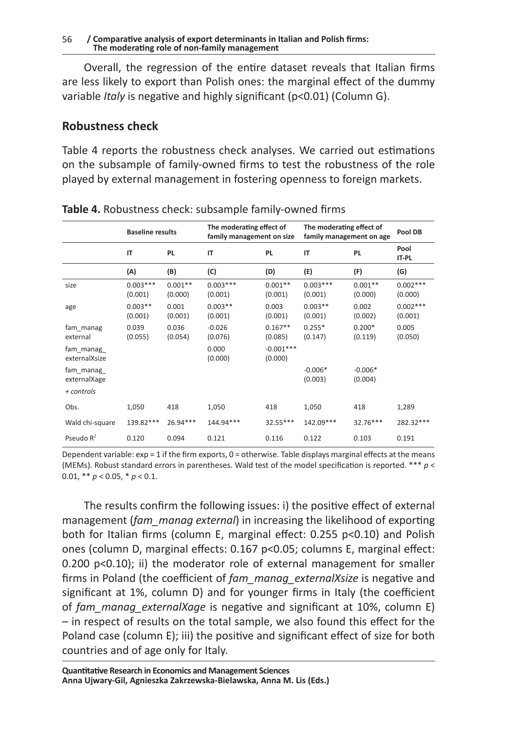Overall, the regression of the entire dataset reveals that Italian firms are less likely to export than Polish ones: the marginal effect of the dummy variable *Italy* is negative and highly significant ($p<0.01$) (Column G).

## Robustness check

Table 4 reports the robustness check analyses. We carried out estimations on the subsample of family-owned firms to test the robustness of the role played by external management in fostering openness to foreign markets.

**Table 4.** Robustness check: subsample family-owned firms

| | Baseline results | | The moderating effect of family management on size | | The moderating effect of family management on age | | Pool DB |
|---|---|---|---|---|---|---|---|
| | IT | PL | IT | PL | IT | PL | Pool IT-PL |
| | (A) | (B) | (C) | (D) | (E) | (F) | (G) |
| size | 0.003*** (0.001) | 0.001** (0.000) | 0.003*** (0.001) | 0.001** (0.001) | 0.003*** (0.001) | 0.001** (0.000) | 0.002*** (0.000) |
| age | 0.003** (0.001) | 0.001 (0.001) | 0.003** (0.001) | 0.003 (0.001) | 0.003** (0.001) | 0.002 (0.002) | 0.002*** (0.001) |
| fam_manag external | 0.039 (0.055) | 0.036 (0.054) | -0.026 (0.076) | 0.167** (0.085) | 0.255* (0.147) | 0.200* (0.119) | 0.005 (0.050) |
| fam_manag_ externalXsize | | | 0.000 (0.000) | -0.001*** (0.000) | | | |
| fam_manag_ externalXage | | | | | -0.006* (0.003) | -0.006* (0.004) | |
| *+ controls* | | | | | | | |
| Obs. | 1,050 | 418 | 1,050 | 418 | 1,050 | 418 | 1,289 |
| Wald chi-square | 139.82*** | 26.94*** | 144.94*** | 32.55*** | 142.09*** | 32.76*** | 282.32*** |
| Pseudo $R^2$ | 0.120 | 0.094 | 0.121 | 0.116 | 0.122 | 0.103 | 0.191 |

Dependent variable: exp = 1 if the firm exports, 0 = otherwise. Table displays marginal effects at the means (MEMs). Robust standard errors in parentheses. Wald test of the model specification is reported. *** $p < 0.01$, ** $p < 0.05$, * $p < 0.1$.

The results confirm the following issues: i) the positive effect of external management (*fam_manag external*) in increasing the likelihood of exporting both for Italian firms (column E, marginal effect: 0.255 $p<0.10$) and Polish ones (column D, marginal effects: 0.167 $p<0.05$; columns E, marginal effect: 0.200 $p<0.10$); ii) the moderator role of external management for smaller firms in Poland (the coefficient of *fam_manag_externalXsize* is negative and significant at 1%, column D) and for younger firms in Italy (the coefficient of *fam_manag_externalXage* is negative and significant at 10%, column E) – in respect of results on the total sample, we also found this effect for the Poland case (column E); iii) the positive and significant effect of size for both countries and of age only for Italy.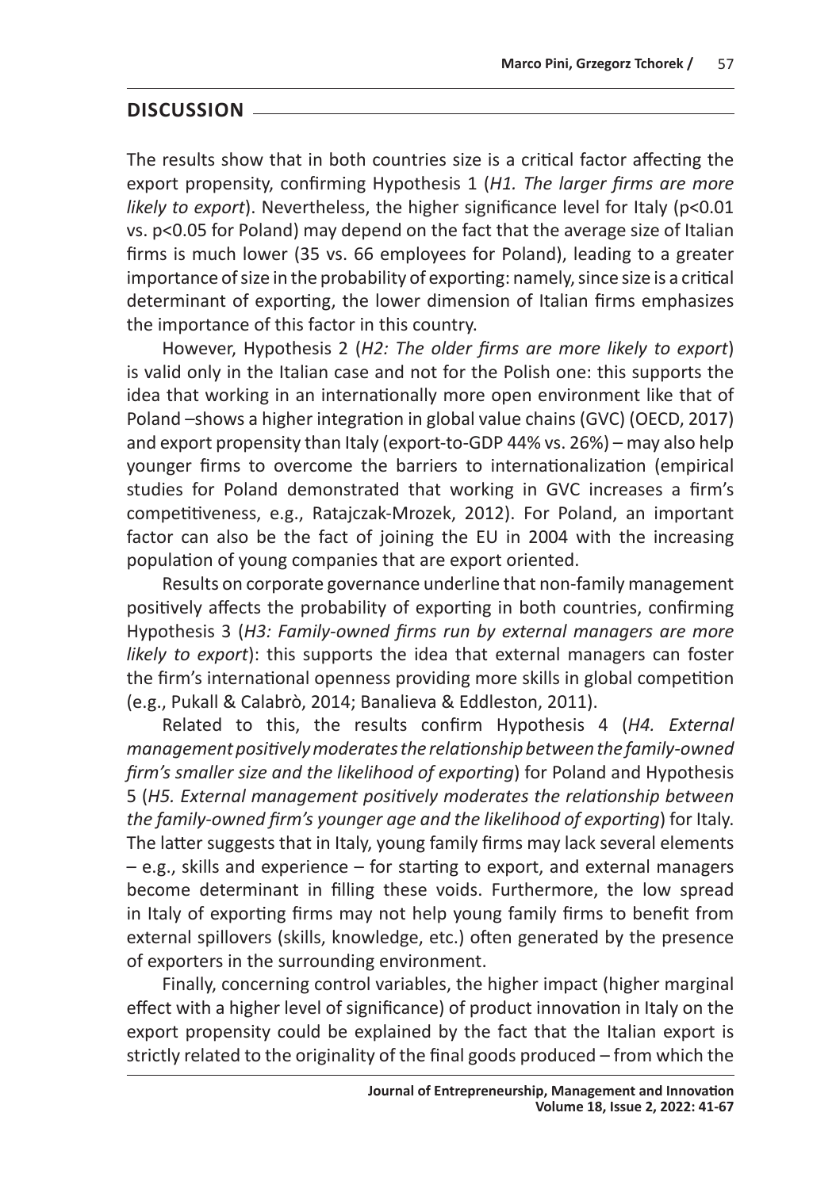## DISCUSSION

The results show that in both countries size is a critical factor affecting the export propensity, confirming Hypothesis 1 (*H1. The larger firms are more likely to export*). Nevertheless, the higher significance level for Italy ($p<0.01$ vs. $p<0.05$ for Poland) may depend on the fact that the average size of Italian firms is much lower (35 vs. 66 employees for Poland), leading to a greater importance of size in the probability of exporting: namely, since size is a critical determinant of exporting, the lower dimension of Italian firms emphasizes the importance of this factor in this country.

However, Hypothesis 2 (*H2: The older firms are more likely to export*) is valid only in the Italian case and not for the Polish one: this supports the idea that working in an internationally more open environment like that of Poland –shows a higher integration in global value chains (GVC) (OECD, 2017) and export propensity than Italy (export-to-GDP 44% vs. 26%) – may also help younger firms to overcome the barriers to internationalization (empirical studies for Poland demonstrated that working in GVC increases a firm's competitiveness, e.g., Ratajczak-Mrozek, 2012). For Poland, an important factor can also be the fact of joining the EU in 2004 with the increasing population of young companies that are export oriented.

Results on corporate governance underline that non-family management positively affects the probability of exporting in both countries, confirming Hypothesis 3 (*H3: Family-owned firms run by external managers are more likely to export*): this supports the idea that external managers can foster the firm's international openness providing more skills in global competition (e.g., Pukall & Calabrò, 2014; Banalieva & Eddleston, 2011).

Related to this, the results confirm Hypothesis 4 (*H4. External management positively moderates the relationship between the family-owned firm's smaller size and the likelihood of exporting*) for Poland and Hypothesis 5 (*H5. External management positively moderates the relationship between the family-owned firm's younger age and the likelihood of exporting*) for Italy. The latter suggests that in Italy, young family firms may lack several elements – e.g., skills and experience – for starting to export, and external managers become determinant in filling these voids. Furthermore, the low spread in Italy of exporting firms may not help young family firms to benefit from external spillovers (skills, knowledge, etc.) often generated by the presence of exporters in the surrounding environment.

Finally, concerning control variables, the higher impact (higher marginal effect with a higher level of significance) of product innovation in Italy on the export propensity could be explained by the fact that the Italian export is strictly related to the originality of the final goods produced – from which the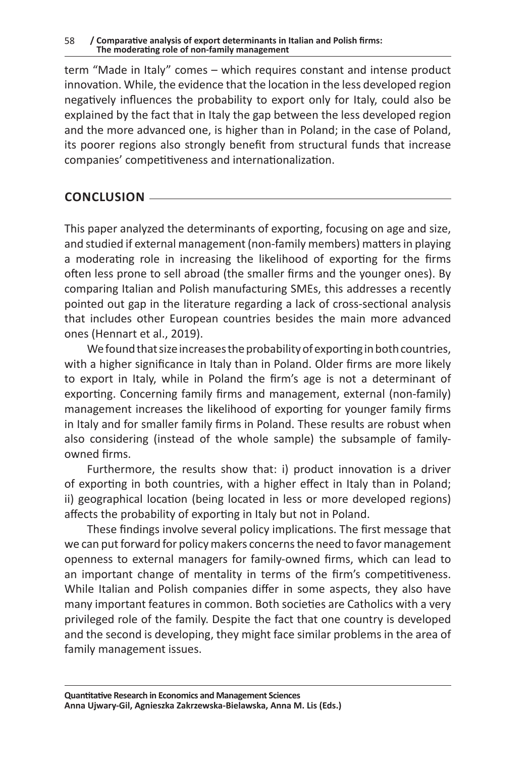term “Made in Italy” comes – which requires constant and intense product innovation. While, the evidence that the location in the less developed region negatively influences the probability to export only for Italy, could also be explained by the fact that in Italy the gap between the less developed region and the more advanced one, is higher than in Poland; in the case of Poland, its poorer regions also strongly benefit from structural funds that increase companies’ competitiveness and internationalization.

## CONCLUSION

This paper analyzed the determinants of exporting, focusing on age and size, and studied if external management (non-family members) matters in playing a moderating role in increasing the likelihood of exporting for the firms often less prone to sell abroad (the smaller firms and the younger ones). By comparing Italian and Polish manufacturing SMEs, this addresses a recently pointed out gap in the literature regarding a lack of cross-sectional analysis that includes other European countries besides the main more advanced ones (Hennart et al., 2019).

We found that size increases the probability of exporting in both countries, with a higher significance in Italy than in Poland. Older firms are more likely to export in Italy, while in Poland the firm’s age is not a determinant of exporting. Concerning family firms and management, external (non-family) management increases the likelihood of exporting for younger family firms in Italy and for smaller family firms in Poland. These results are robust when also considering (instead of the whole sample) the subsample of family-owned firms.

Furthermore, the results show that: i) product innovation is a driver of exporting in both countries, with a higher effect in Italy than in Poland; ii) geographical location (being located in less or more developed regions) affects the probability of exporting in Italy but not in Poland.

These findings involve several policy implications. The first message that we can put forward for policy makers concerns the need to favor management openness to external managers for family-owned firms, which can lead to an important change of mentality in terms of the firm’s competitiveness. While Italian and Polish companies differ in some aspects, they also have many important features in common. Both societies are Catholics with a very privileged role of the family. Despite the fact that one country is developed and the second is developing, they might face similar problems in the area of family management issues.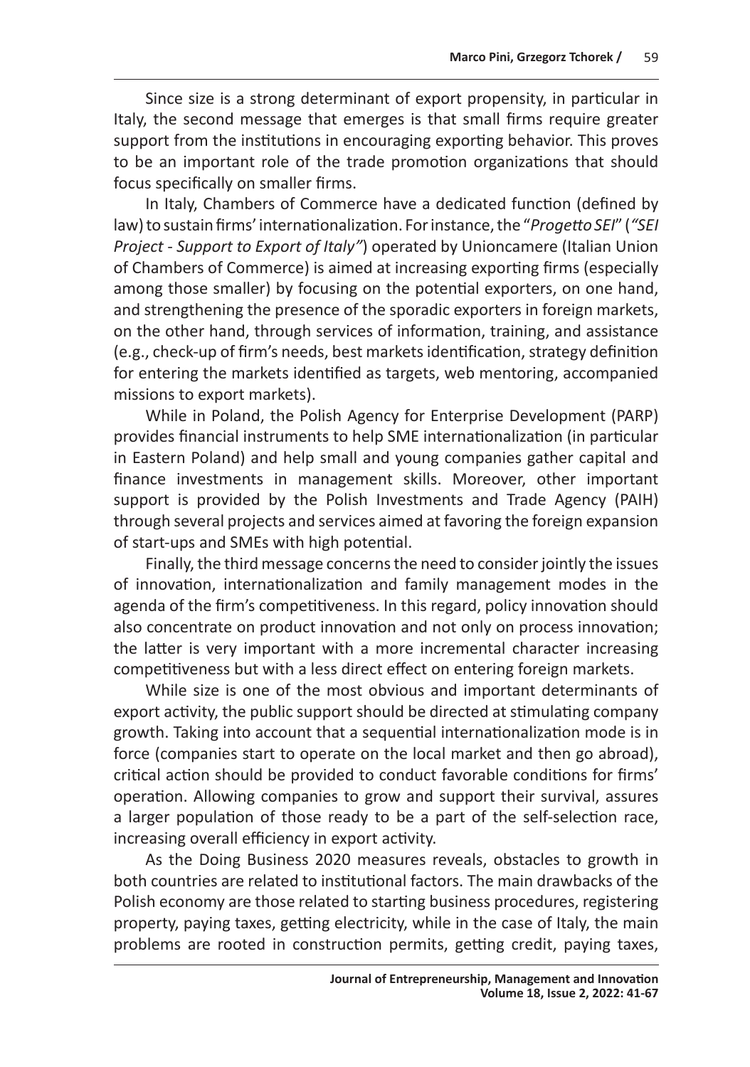Since size is a strong determinant of export propensity, in particular in Italy, the second message that emerges is that small firms require greater support from the institutions in encouraging exporting behavior. This proves to be an important role of the trade promotion organizations that should focus specifically on smaller firms.

In Italy, Chambers of Commerce have a dedicated function (defined by law) to sustain firms' internationalization. For instance, the "*Progetto SEI*" (*"SEI Project - Support to Export of Italy"*) operated by Unioncamere (Italian Union of Chambers of Commerce) is aimed at increasing exporting firms (especially among those smaller) by focusing on the potential exporters, on one hand, and strengthening the presence of the sporadic exporters in foreign markets, on the other hand, through services of information, training, and assistance (e.g., check-up of firm's needs, best markets identification, strategy definition for entering the markets identified as targets, web mentoring, accompanied missions to export markets).

While in Poland, the Polish Agency for Enterprise Development (PARP) provides financial instruments to help SME internationalization (in particular in Eastern Poland) and help small and young companies gather capital and finance investments in management skills. Moreover, other important support is provided by the Polish Investments and Trade Agency (PAIH) through several projects and services aimed at favoring the foreign expansion of start-ups and SMEs with high potential.

Finally, the third message concerns the need to consider jointly the issues of innovation, internationalization and family management modes in the agenda of the firm's competitiveness. In this regard, policy innovation should also concentrate on product innovation and not only on process innovation; the latter is very important with a more incremental character increasing competitiveness but with a less direct effect on entering foreign markets.

While size is one of the most obvious and important determinants of export activity, the public support should be directed at stimulating company growth. Taking into account that a sequential internationalization mode is in force (companies start to operate on the local market and then go abroad), critical action should be provided to conduct favorable conditions for firms' operation. Allowing companies to grow and support their survival, assures a larger population of those ready to be a part of the self-selection race, increasing overall efficiency in export activity.

As the Doing Business 2020 measures reveals, obstacles to growth in both countries are related to institutional factors. The main drawbacks of the Polish economy are those related to starting business procedures, registering property, paying taxes, getting electricity, while in the case of Italy, the main problems are rooted in construction permits, getting credit, paying taxes,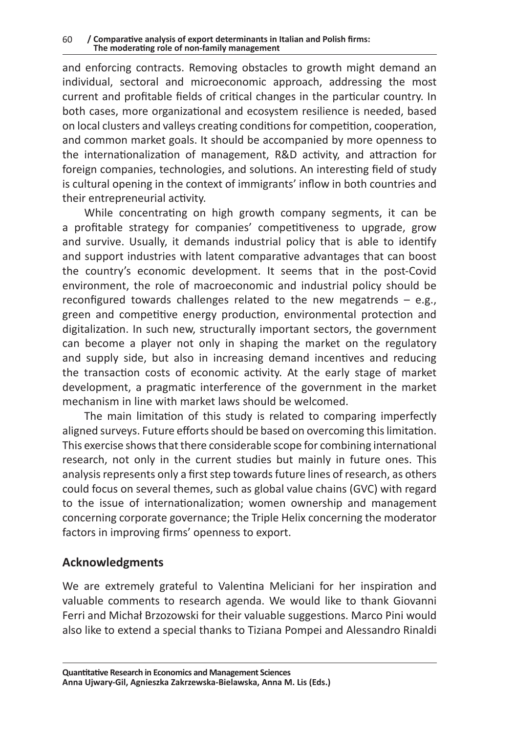and enforcing contracts. Removing obstacles to growth might demand an individual, sectoral and microeconomic approach, addressing the most current and profitable fields of critical changes in the particular country. In both cases, more organizational and ecosystem resilience is needed, based on local clusters and valleys creating conditions for competition, cooperation, and common market goals. It should be accompanied by more openness to the internationalization of management, R&D activity, and attraction for foreign companies, technologies, and solutions. An interesting field of study is cultural opening in the context of immigrants' inflow in both countries and their entrepreneurial activity.

While concentrating on high growth company segments, it can be a profitable strategy for companies' competitiveness to upgrade, grow and survive. Usually, it demands industrial policy that is able to identify and support industries with latent comparative advantages that can boost the country's economic development. It seems that in the post-Covid environment, the role of macroeconomic and industrial policy should be reconfigured towards challenges related to the new megatrends – e.g., green and competitive energy production, environmental protection and digitalization. In such new, structurally important sectors, the government can become a player not only in shaping the market on the regulatory and supply side, but also in increasing demand incentives and reducing the transaction costs of economic activity. At the early stage of market development, a pragmatic interference of the government in the market mechanism in line with market laws should be welcomed.

The main limitation of this study is related to comparing imperfectly aligned surveys. Future efforts should be based on overcoming this limitation. This exercise shows that there considerable scope for combining international research, not only in the current studies but mainly in future ones. This analysis represents only a first step towards future lines of research, as others could focus on several themes, such as global value chains (GVC) with regard to the issue of internationalization; women ownership and management concerning corporate governance; the Triple Helix concerning the moderator factors in improving firms' openness to export.

## Acknowledgments

We are extremely grateful to Valentina Meliciani for her inspiration and valuable comments to research agenda. We would like to thank Giovanni Ferri and Michał Brzozowski for their valuable suggestions. Marco Pini would also like to extend a special thanks to Tiziana Pompei and Alessandro Rinaldi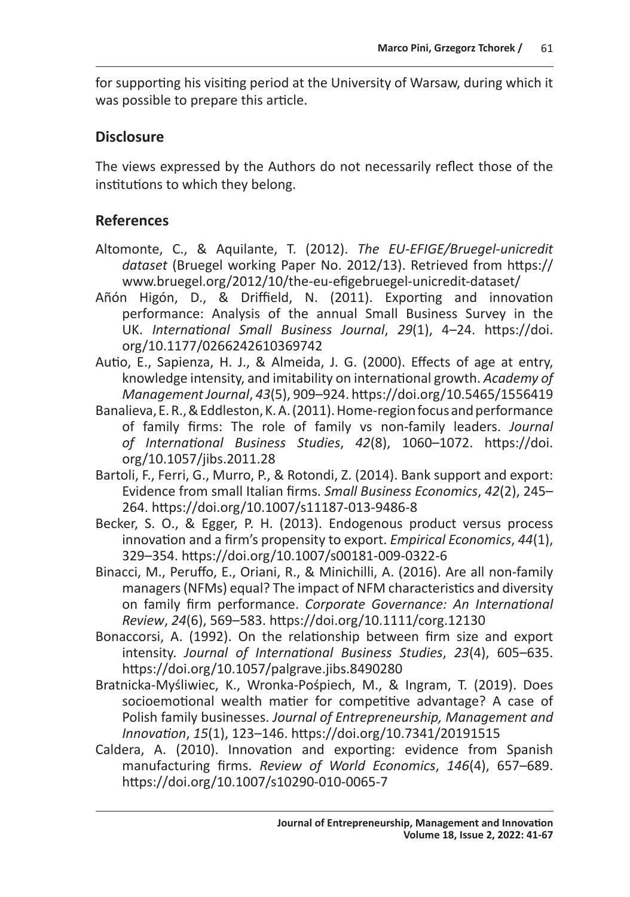for supporting his visiting period at the University of Warsaw, during which it was possible to prepare this article.

## Disclosure

The views expressed by the Authors do not necessarily reflect those of the institutions to which they belong.

## References

Altomonte, C., & Aquilante, T. (2012). *The EU-EFIGE/Bruegel-unicredit dataset* (Bruegel working Paper No. 2012/13). Retrieved from https://www.bruegel.org/2012/10/the-eu-efigebruegel-unicredit-dataset/

Añón Higón, D., & Driffield, N. (2011). Exporting and innovation performance: Analysis of the annual Small Business Survey in the UK. *International Small Business Journal*, *29*(1), 4–24. https://doi.org/10.1177/0266242610369742

Autio, E., Sapienza, H. J., & Almeida, J. G. (2000). Effects of age at entry, knowledge intensity, and imitability on international growth. *Academy of Management Journal*, *43*(5), 909–924. https://doi.org/10.5465/1556419

Banalieva, E. R., & Eddleston, K. A. (2011). Home-region focus and performance of family firms: The role of family vs non-family leaders. *Journal of International Business Studies*, *42*(8), 1060–1072. https://doi.org/10.1057/jibs.2011.28

Bartoli, F., Ferri, G., Murro, P., & Rotondi, Z. (2014). Bank support and export: Evidence from small Italian firms. *Small Business Economics*, *42*(2), 245–264. https://doi.org/10.1007/s11187-013-9486-8

Becker, S. O., & Egger, P. H. (2013). Endogenous product versus process innovation and a firm's propensity to export. *Empirical Economics*, *44*(1), 329–354. https://doi.org/10.1007/s00181-009-0322-6

Binacci, M., Peruffo, E., Oriani, R., & Minichilli, A. (2016). Are all non-family managers (NFMs) equal? The impact of NFM characteristics and diversity on family firm performance. *Corporate Governance: An International Review*, *24*(6), 569–583. https://doi.org/10.1111/corg.12130

Bonaccorsi, A. (1992). On the relationship between firm size and export intensity. *Journal of International Business Studies*, *23*(4), 605–635. https://doi.org/10.1057/palgrave.jibs.8490280

Bratnicka-Myśliwiec, K., Wronka-Pośpiech, M., & Ingram, T. (2019). Does socioemotional wealth matier for competitive advantage? A case of Polish family businesses. *Journal of Entrepreneurship, Management and Innovation*, *15*(1), 123–146. https://doi.org/10.7341/20191515

Caldera, A. (2010). Innovation and exporting: evidence from Spanish manufacturing firms. *Review of World Economics*, *146*(4), 657–689. https://doi.org/10.1007/s10290-010-0065-7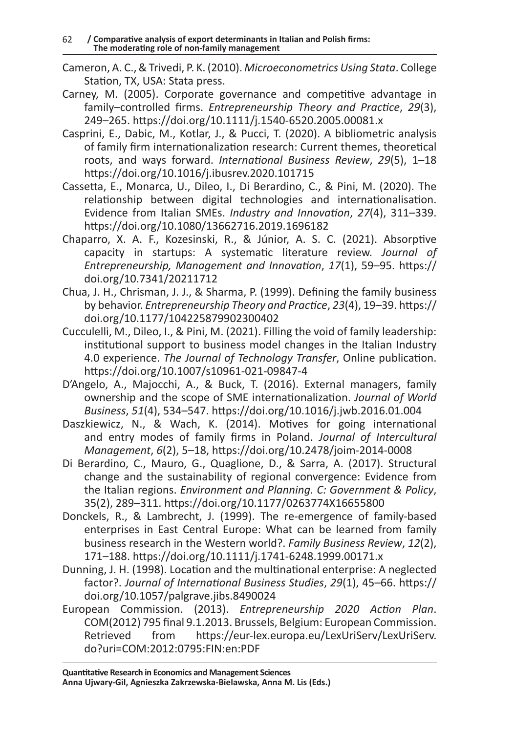Cameron, A. C., & Trivedi, P. K. (2010). *Microeconometrics Using Stata*. College Station, TX, USA: Stata press.

Carney, M. (2005). Corporate governance and competitive advantage in family–controlled firms. *Entrepreneurship Theory and Practice*, *29*(3), 249–265. https://doi.org/10.1111/j.1540-6520.2005.00081.x

Casprini, E., Dabic, M., Kotlar, J., & Pucci, T. (2020). A bibliometric analysis of family firm internationalization research: Current themes, theoretical roots, and ways forward. *International Business Review*, *29*(5), 1–18 https://doi.org/10.1016/j.ibusrev.2020.101715

Cassetta, E., Monarca, U., Dileo, I., Di Berardino, C., & Pini, M. (2020). The relationship between digital technologies and internationalisation. Evidence from Italian SMEs. *Industry and Innovation*, *27*(4), 311–339. https://doi.org/10.1080/13662716.2019.1696182

Chaparro, X. A. F., Kozesinski, R., & Júnior, A. S. C. (2021). Absorptive capacity in startups: A systematic literature review. *Journal of Entrepreneurship, Management and Innovation*, *17*(1), 59–95. https://doi.org/10.7341/20211712

Chua, J. H., Chrisman, J. J., & Sharma, P. (1999). Defining the family business by behavior. *Entrepreneurship Theory and Practice*, *23*(4), 19–39. https://doi.org/10.1177/104225879902300402

Cucculelli, M., Dileo, I., & Pini, M. (2021). Filling the void of family leadership: institutional support to business model changes in the Italian Industry 4.0 experience. *The Journal of Technology Transfer*, Online publication. https://doi.org/10.1007/s10961-021-09847-4

D'Angelo, A., Majocchi, A., & Buck, T. (2016). External managers, family ownership and the scope of SME internationalization. *Journal of World Business*, *51*(4), 534–547. https://doi.org/10.1016/j.jwb.2016.01.004

Daszkiewicz, N., & Wach, K. (2014). Motives for going international and entry modes of family firms in Poland. *Journal of Intercultural Management*, *6*(2), 5–18, https://doi.org/10.2478/joim-2014-0008

Di Berardino, C., Mauro, G., Quaglione, D., & Sarra, A. (2017). Structural change and the sustainability of regional convergence: Evidence from the Italian regions. *Environment and Planning. C: Government & Policy*, 35(2), 289–311. https://doi.org/10.1177/0263774X16655800

Donckels, R., & Lambrecht, J. (1999). The re-emergence of family-based enterprises in East Central Europe: What can be learned from family business research in the Western world?. *Family Business Review*, *12*(2), 171–188. https://doi.org/10.1111/j.1741-6248.1999.00171.x

Dunning, J. H. (1998). Location and the multinational enterprise: A neglected factor?. *Journal of International Business Studies*, *29*(1), 45–66. https://doi.org/10.1057/palgrave.jibs.8490024

European Commission. (2013). *Entrepreneurship 2020 Action Plan*. COM(2012) 795 final 9.1.2013. Brussels, Belgium: European Commission. Retrieved from https://eur-lex.europa.eu/LexUriServ/LexUriServ.do?uri=COM:2012:0795:FIN:en:PDF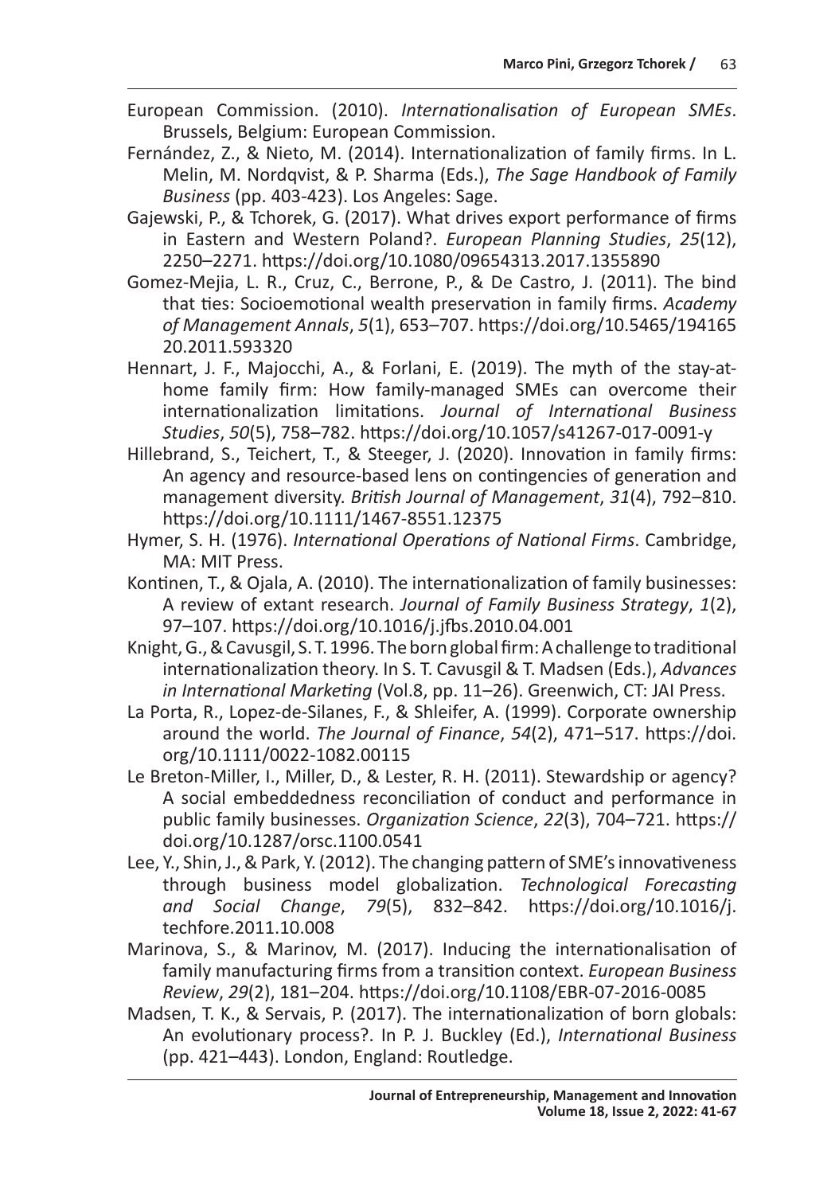European Commission. (2010). *Internationalisation of European SMEs*. Brussels, Belgium: European Commission.

Fernández, Z., & Nieto, M. (2014). Internationalization of family firms. In L. Melin, M. Nordqvist, & P. Sharma (Eds.), *The Sage Handbook of Family Business* (pp. 403-423). Los Angeles: Sage.

Gajewski, P., & Tchorek, G. (2017). What drives export performance of firms in Eastern and Western Poland?. *European Planning Studies*, *25*(12), 2250–2271. https://doi.org/10.1080/09654313.2017.1355890

Gomez-Mejia, L. R., Cruz, C., Berrone, P., & De Castro, J. (2011). The bind that ties: Socioemotional wealth preservation in family firms. *Academy of Management Annals*, *5*(1), 653–707. https://doi.org/10.5465/19416520.2011.593320

Hennart, J. F., Majocchi, A., & Forlani, E. (2019). The myth of the stay-at-home family firm: How family-managed SMEs can overcome their internationalization limitations. *Journal of International Business Studies*, *50*(5), 758–782. https://doi.org/10.1057/s41267-017-0091-y

Hillebrand, S., Teichert, T., & Steeger, J. (2020). Innovation in family firms: An agency and resource-based lens on contingencies of generation and management diversity. *British Journal of Management*, *31*(4), 792–810. https://doi.org/10.1111/1467-8551.12375

Hymer, S. H. (1976). *International Operations of National Firms*. Cambridge, MA: MIT Press.

Kontinen, T., & Ojala, A. (2010). The internationalization of family businesses: A review of extant research. *Journal of Family Business Strategy*, *1*(2), 97–107. https://doi.org/10.1016/j.jfbs.2010.04.001

Knight, G., & Cavusgil, S. T. 1996. The born global firm: A challenge to traditional internationalization theory. In S. T. Cavusgil & T. Madsen (Eds.), *Advances in International Marketing* (Vol.8, pp. 11–26). Greenwich, CT: JAI Press.

La Porta, R., Lopez-de-Silanes, F., & Shleifer, A. (1999). Corporate ownership around the world. *The Journal of Finance*, *54*(2), 471–517. https://doi.org/10.1111/0022-1082.00115

Le Breton-Miller, I., Miller, D., & Lester, R. H. (2011). Stewardship or agency? A social embeddedness reconciliation of conduct and performance in public family businesses. *Organization Science*, *22*(3), 704–721. https://doi.org/10.1287/orsc.1100.0541

Lee, Y., Shin, J., & Park, Y. (2012). The changing pattern of SME's innovativeness through business model globalization. *Technological Forecasting and Social Change*, *79*(5), 832–842. https://doi.org/10.1016/j.techfore.2011.10.008

Marinova, S., & Marinov, M. (2017). Inducing the internationalisation of family manufacturing firms from a transition context. *European Business Review*, *29*(2), 181–204. https://doi.org/10.1108/EBR-07-2016-0085

Madsen, T. K., & Servais, P. (2017). The internationalization of born globals: An evolutionary process?. In P. J. Buckley (Ed.), *International Business* (pp. 421–443). London, England: Routledge.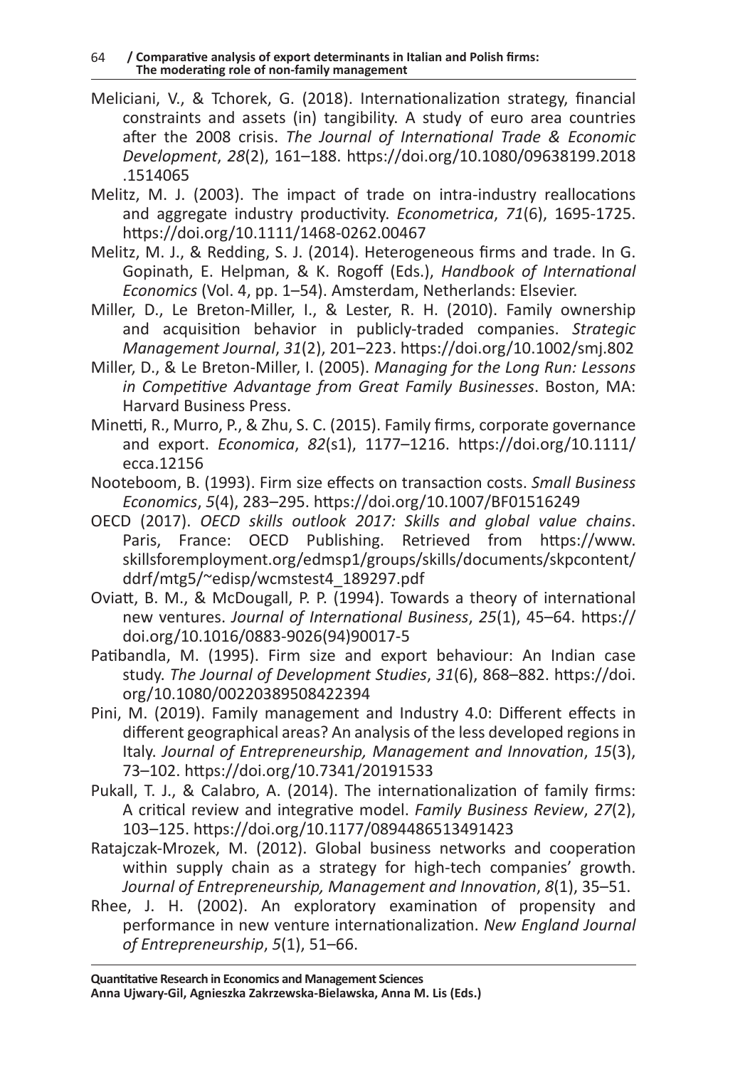Meliciani, V., & Tchorek, G. (2018). Internationalization strategy, financial constraints and assets (in) tangibility. A study of euro area countries after the 2008 crisis. *The Journal of International Trade & Economic Development*, *28*(2), 161–188. https://doi.org/10.1080/09638199.2018.1514065

Melitz, M. J. (2003). The impact of trade on intra-industry reallocations and aggregate industry productivity. *Econometrica*, *71*(6), 1695-1725. https://doi.org/10.1111/1468-0262.00467

Melitz, M. J., & Redding, S. J. (2014). Heterogeneous firms and trade. In G. Gopinath, E. Helpman, & K. Rogoff (Eds.), *Handbook of International Economics* (Vol. 4, pp. 1–54). Amsterdam, Netherlands: Elsevier.

Miller, D., Le Breton-Miller, I., & Lester, R. H. (2010). Family ownership and acquisition behavior in publicly-traded companies. *Strategic Management Journal*, *31*(2), 201–223. https://doi.org/10.1002/smj.802

Miller, D., & Le Breton-Miller, I. (2005). *Managing for the Long Run: Lessons in Competitive Advantage from Great Family Businesses*. Boston, MA: Harvard Business Press.

Minetti, R., Murro, P., & Zhu, S. C. (2015). Family firms, corporate governance and export. *Economica*, *82*(s1), 1177–1216. https://doi.org/10.1111/ecca.12156

Nooteboom, B. (1993). Firm size effects on transaction costs. *Small Business Economics*, *5*(4), 283–295. https://doi.org/10.1007/BF01516249

OECD (2017). *OECD skills outlook 2017: Skills and global value chains*. Paris, France: OECD Publishing. Retrieved from https://www.skillsforemployment.org/edmsp1/groups/skills/documents/skpcontent/ddrf/mtg5/~edisp/wcmstest4_189297.pdf

Oviatt, B. M., & McDougall, P. P. (1994). Towards a theory of international new ventures. *Journal of International Business*, *25*(1), 45–64. https://doi.org/10.1016/0883-9026(94)90017-5

Patibandla, M. (1995). Firm size and export behaviour: An Indian case study. *The Journal of Development Studies*, *31*(6), 868–882. https://doi.org/10.1080/00220389508422394

Pini, M. (2019). Family management and Industry 4.0: Different effects in different geographical areas? An analysis of the less developed regions in Italy. *Journal of Entrepreneurship, Management and Innovation*, *15*(3), 73–102. https://doi.org/10.7341/20191533

Pukall, T. J., & Calabro, A. (2014). The internationalization of family firms: A critical review and integrative model. *Family Business Review*, *27*(2), 103–125. https://doi.org/10.1177/0894486513491423

Ratajczak-Mrozek, M. (2012). Global business networks and cooperation within supply chain as a strategy for high-tech companies' growth. *Journal of Entrepreneurship, Management and Innovation*, *8*(1), 35–51.

Rhee, J. H. (2002). An exploratory examination of propensity and performance in new venture internationalization. *New England Journal of Entrepreneurship*, *5*(1), 51–66.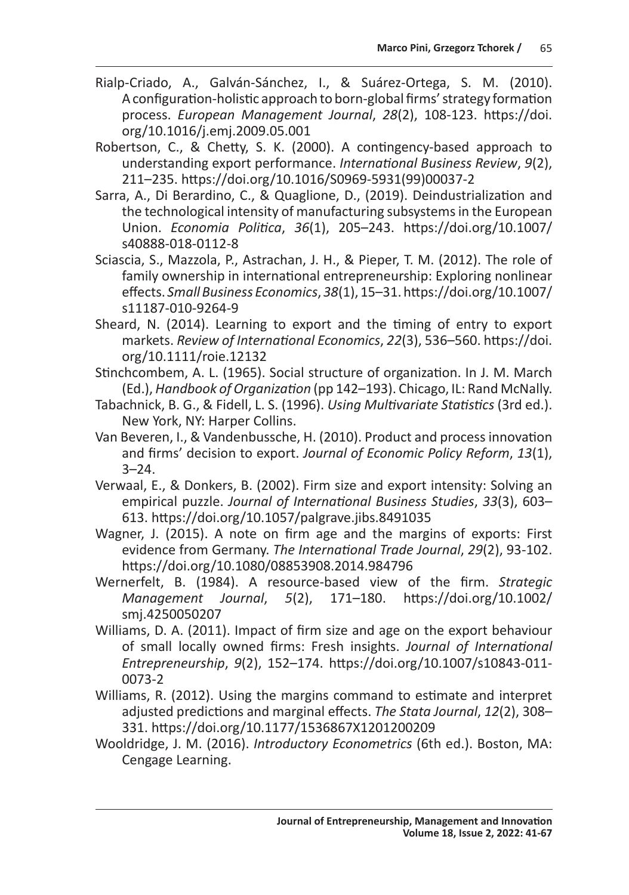Rialp-Criado, A., Galván-Sánchez, I., & Suárez-Ortega, S. M. (2010). A configuration-holistic approach to born-global firms' strategy formation process. *European Management Journal*, *28*(2), 108-123. https://doi.org/10.1016/j.emj.2009.05.001

Robertson, C., & Chetty, S. K. (2000). A contingency-based approach to understanding export performance. *International Business Review*, *9*(2), 211–235. https://doi.org/10.1016/S0969-5931(99)00037-2

Sarra, A., Di Berardino, C., & Quaglione, D., (2019). Deindustrialization and the technological intensity of manufacturing subsystems in the European Union. *Economia Politica*, *36*(1), 205–243. https://doi.org/10.1007/s40888-018-0112-8

Sciascia, S., Mazzola, P., Astrachan, J. H., & Pieper, T. M. (2012). The role of family ownership in international entrepreneurship: Exploring nonlinear effects. *Small Business Economics*, *38*(1), 15–31. https://doi.org/10.1007/s11187-010-9264-9

Sheard, N. (2014). Learning to export and the timing of entry to export markets. *Review of International Economics*, *22*(3), 536–560. https://doi.org/10.1111/roie.12132

Stinchcombem, A. L. (1965). Social structure of organization. In J. M. March (Ed.), *Handbook of Organization* (pp 142–193). Chicago, IL: Rand McNally.

Tabachnick, B. G., & Fidell, L. S. (1996). *Using Multivariate Statistics* (3rd ed.). New York, NY: Harper Collins.

Van Beveren, I., & Vandenbussche, H. (2010). Product and process innovation and firms' decision to export. *Journal of Economic Policy Reform*, *13*(1), 3–24.

Verwaal, E., & Donkers, B. (2002). Firm size and export intensity: Solving an empirical puzzle. *Journal of International Business Studies*, *33*(3), 603–613. https://doi.org/10.1057/palgrave.jibs.8491035

Wagner, J. (2015). A note on firm age and the margins of exports: First evidence from Germany. *The International Trade Journal*, *29*(2), 93-102. https://doi.org/10.1080/08853908.2014.984796

Wernerfelt, B. (1984). A resource-based view of the firm. *Strategic Management Journal*, *5*(2), 171–180. https://doi.org/10.1002/smj.4250050207

Williams, D. A. (2011). Impact of firm size and age on the export behaviour of small locally owned firms: Fresh insights. *Journal of International Entrepreneurship*, *9*(2), 152–174. https://doi.org/10.1007/s10843-011-0073-2

Williams, R. (2012). Using the margins command to estimate and interpret adjusted predictions and marginal effects. *The Stata Journal*, *12*(2), 308–331. https://doi.org/10.1177/1536867X1201200209

Wooldridge, J. M. (2016). *Introductory Econometrics* (6th ed.). Boston, MA: Cengage Learning.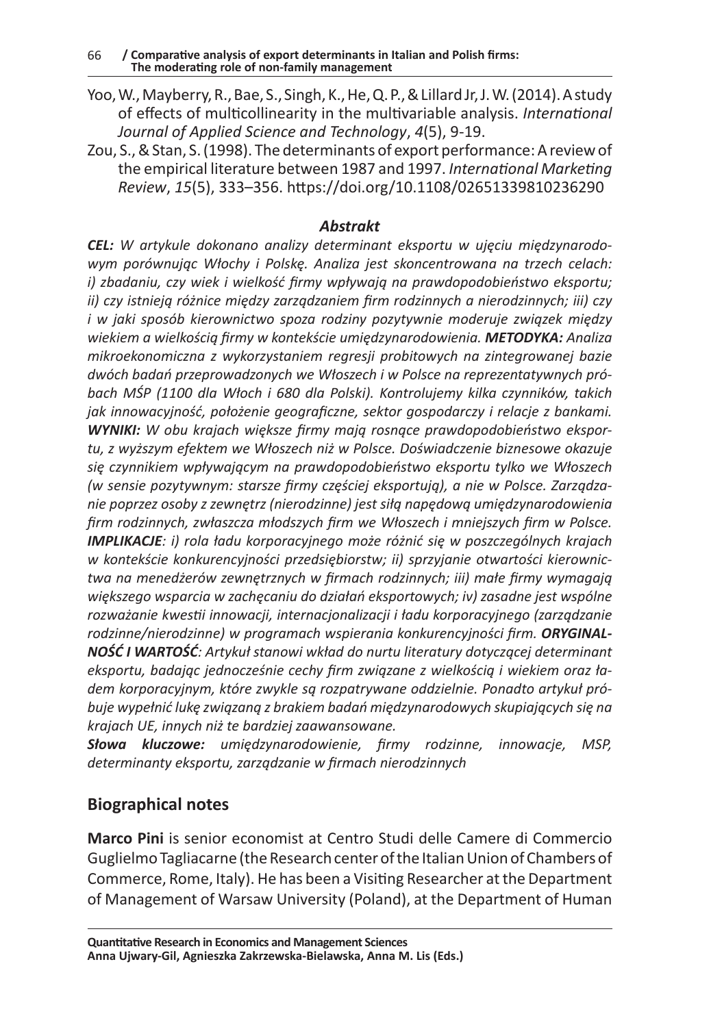Yoo, W., Mayberry, R., Bae, S., Singh, K., He, Q. P., & Lillard Jr, J. W. (2014). A study of effects of multicollinearity in the multivariable analysis. *International Journal of Applied Science and Technology*, *4*(5), 9-19.

Zou, S., & Stan, S. (1998). The determinants of export performance: A review of the empirical literature between 1987 and 1997. *International Marketing Review*, *15*(5), 333–356. https://doi.org/10.1108/02651339810236290

### *Abstrakt*

***CEL:*** *W artykule dokonano analizy determinant eksportu w ujęciu międzynarodowym porównując Włochy i Polskę. Analiza jest skoncentrowana na trzech celach: i) zbadaniu, czy wiek i wielkość firmy wpływają na prawdopodobieństwo eksportu; ii) czy istnieją różnice między zarządzaniem firm rodzinnych a nierodzinnych; iii) czy i w jaki sposób kierownictwo spoza rodziny pozytywnie moderuje związek między wiekiem a wielkością firmy w kontekście umiędzynarodowienia.* ***METODYKA:*** *Analiza mikroekonomiczna z wykorzystaniem regresji probitowych na zintegrowanej bazie dwóch badań przeprowadzonych we Włoszech i w Polsce na reprezentatywnych próbach MŚP (1100 dla Włoch i 680 dla Polski). Kontrolujemy kilka czynników, takich jak innowacyjność, położenie geograficzne, sektor gospodarczy i relacje z bankami.* ***WYNIKI:*** *W obu krajach większe firmy mają rosnące prawdopodobieństwo eksportu, z wyższym efektem we Włoszech niż w Polsce. Doświadczenie biznesowe okazuje się czynnikiem wpływającym na prawdopodobieństwo eksportu tylko we Włoszech (w sensie pozytywnym: starsze firmy częściej eksportują), a nie w Polsce. Zarządzanie poprzez osoby z zewnątrz (nierodzinne) jest siłą napędową umiędzynarodowienia firm rodzinnych, zwłaszcza młodszych firm we Włoszech i mniejszych firm w Polsce.* ***IMPLIKACJE****: i) rola ładu korporacyjnego może różnić się w poszczególnych krajach w kontekście konkurencyjności przedsiębiorstw; ii) sprzyjanie otwartości kierownictwa na menedżerów zewnętrznych w firmach rodzinnych; iii) małe firmy wymagają większego wsparcia w zachęcaniu do działań eksportowych; iv) zasadne jest wspólne rozważanie kwestii innowacji, internacjonalizacji i ładu korporacyjnego (zarządzanie rodzinne/nierodzinne) w programach wspierania konkurencyjności firm.* ***ORYGINALNOŚĆ I WARTOŚĆ****: Artykuł stanowi wkład do nurtu literatury dotyczącej determinant eksportu, badając jednocześnie cechy firm związane z wielkością i wiekiem oraz ładem korporacyjnym, które zwykle są rozpatrywane oddzielnie. Ponadto artykuł próbuje wypełnić lukę związaną z brakiem badań międzynarodowych skupiających się na krajach UE, innych niż te bardziej zaawansowane.*

***Słowa kluczowe:*** *umiędzynarodowienie, firmy rodzinne, innowacje, MSP, determinanty eksportu, zarządzanie w firmach nierodzinnych*

## Biographical notes

**Marco Pini** is senior economist at Centro Studi delle Camere di Commercio Guglielmo Tagliacarne (the Research center of the Italian Union of Chambers of Commerce, Rome, Italy). He has been a Visiting Researcher at the Department of Management of Warsaw University (Poland), at the Department of Human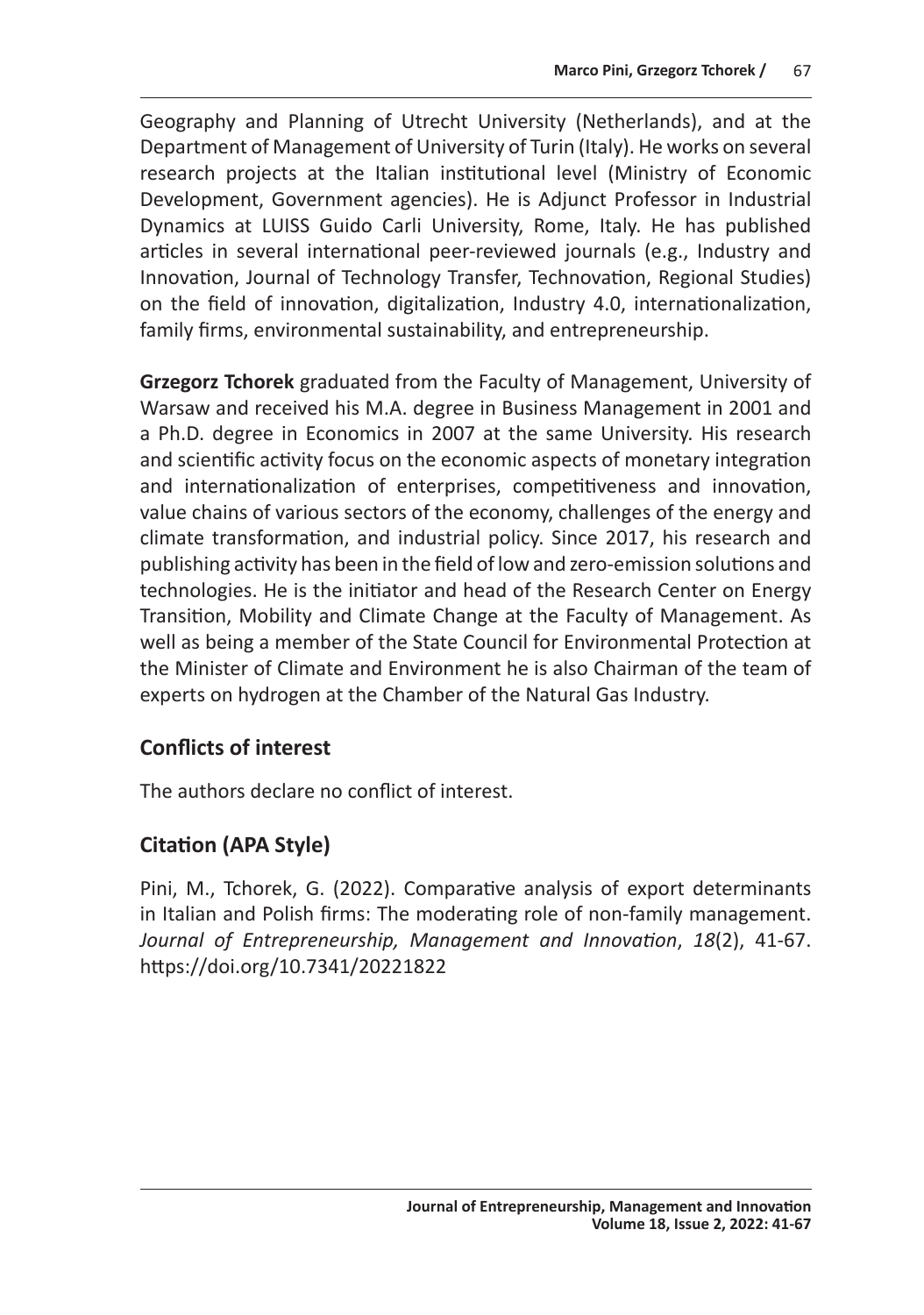Geography and Planning of Utrecht University (Netherlands), and at the Department of Management of University of Turin (Italy). He works on several research projects at the Italian institutional level (Ministry of Economic Development, Government agencies). He is Adjunct Professor in Industrial Dynamics at LUISS Guido Carli University, Rome, Italy. He has published articles in several international peer-reviewed journals (e.g., Industry and Innovation, Journal of Technology Transfer, Technovation, Regional Studies) on the field of innovation, digitalization, Industry 4.0, internationalization, family firms, environmental sustainability, and entrepreneurship.

**Grzegorz Tchorek** graduated from the Faculty of Management, University of Warsaw and received his M.A. degree in Business Management in 2001 and a Ph.D. degree in Economics in 2007 at the same University. His research and scientific activity focus on the economic aspects of monetary integration and internationalization of enterprises, competitiveness and innovation, value chains of various sectors of the economy, challenges of the energy and climate transformation, and industrial policy. Since 2017, his research and publishing activity has been in the field of low and zero-emission solutions and technologies. He is the initiator and head of the Research Center on Energy Transition, Mobility and Climate Change at the Faculty of Management. As well as being a member of the State Council for Environmental Protection at the Minister of Climate and Environment he is also Chairman of the team of experts on hydrogen at the Chamber of the Natural Gas Industry.

## Conflicts of interest

The authors declare no conflict of interest.

## Citation (APA Style)

Pini, M., Tchorek, G. (2022). Comparative analysis of export determinants in Italian and Polish firms: The moderating role of non-family management. *Journal of Entrepreneurship, Management and Innovation*, *18*(2), 41-67. https://doi.org/10.7341/20221822